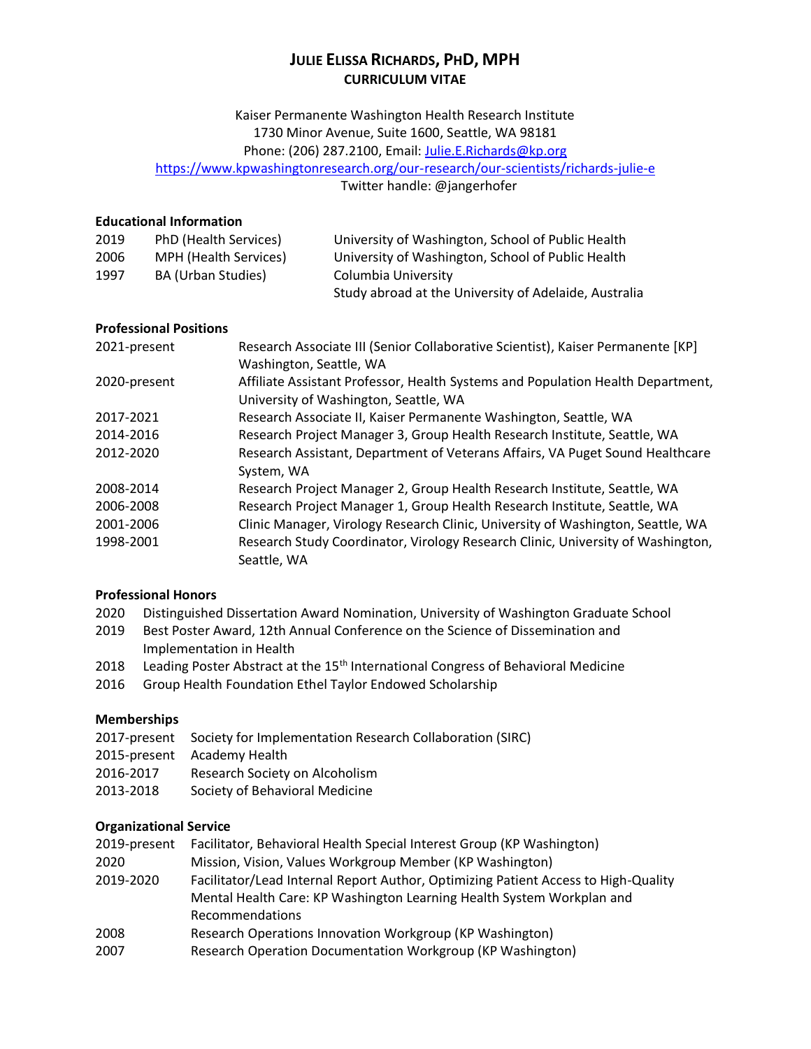# JULIE ELISSA RICHARDS, PHD, MPH

## CURRICULUM VITAE

Kaiser Permanente Washington Health Research Institute
1730 Minor Avenue, Suite 1600, Seattle, WA 98181
Phone: (206) 287.2100, Email: Julie.E.Richards@kp.org
https://www.kpwashingtonresearch.org/our-research/our-scientists/richards-julie-e
Twitter handle: @jangerhofer

### Educational Information

| | | |
|---|---|---|
| 2019 | PhD (Health Services) | University of Washington, School of Public Health |
| 2006 | MPH (Health Services) | University of Washington, School of Public Health |
| 1997 | BA (Urban Studies) | Columbia University<br>Study abroad at the University of Adelaide, Australia |

### Professional Positions

| | |
|---|---|
| 2021-present | Research Associate III (Senior Collaborative Scientist), Kaiser Permanente [KP] Washington, Seattle, WA |
| 2020-present | Affiliate Assistant Professor, Health Systems and Population Health Department, University of Washington, Seattle, WA |
| 2017-2021 | Research Associate II, Kaiser Permanente Washington, Seattle, WA |
| 2014-2016 | Research Project Manager 3, Group Health Research Institute, Seattle, WA |
| 2012-2020 | Research Assistant, Department of Veterans Affairs, VA Puget Sound Healthcare System, WA |
| 2008-2014 | Research Project Manager 2, Group Health Research Institute, Seattle, WA |
| 2006-2008 | Research Project Manager 1, Group Health Research Institute, Seattle, WA |
| 2001-2006 | Clinic Manager, Virology Research Clinic, University of Washington, Seattle, WA |
| 1998-2001 | Research Study Coordinator, Virology Research Clinic, University of Washington, Seattle, WA |

### Professional Honors

| | |
|---|---|
| 2020 | Distinguished Dissertation Award Nomination, University of Washington Graduate School |
| 2019 | Best Poster Award, 12th Annual Conference on the Science of Dissemination and Implementation in Health |
| 2018 | Leading Poster Abstract at the 15th International Congress of Behavioral Medicine |
| 2016 | Group Health Foundation Ethel Taylor Endowed Scholarship |

### Memberships

| | |
|---|---|
| 2017-present | Society for Implementation Research Collaboration (SIRC) |
| 2015-present | Academy Health |
| 2016-2017 | Research Society on Alcoholism |
| 2013-2018 | Society of Behavioral Medicine |

### Organizational Service

| | |
|---|---|
| 2019-present | Facilitator, Behavioral Health Special Interest Group (KP Washington) |
| 2020 | Mission, Vision, Values Workgroup Member (KP Washington) |
| 2019-2020 | Facilitator/Lead Internal Report Author, Optimizing Patient Access to High-Quality Mental Health Care: KP Washington Learning Health System Workplan and Recommendations |
| 2008 | Research Operations Innovation Workgroup (KP Washington) |
| 2007 | Research Operation Documentation Workgroup (KP Washington) |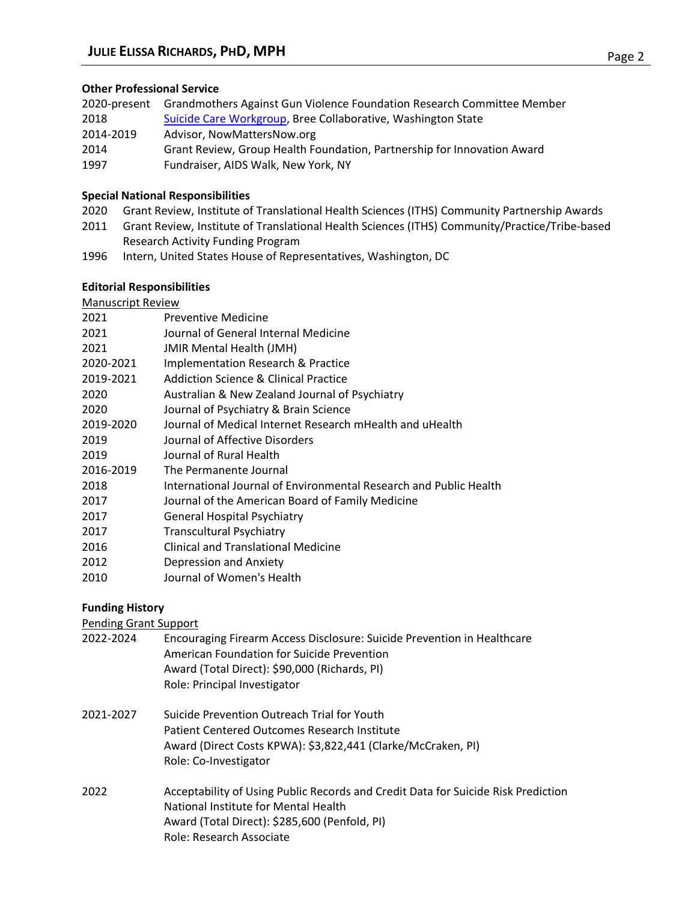### Other Professional Service

| | |
|---|---|
| 2020-present | Grandmothers Against Gun Violence Foundation Research Committee Member |
| 2018 | Suicide Care Workgroup, Bree Collaborative, Washington State |
| 2014-2019 | Advisor, NowMattersNow.org |
| 2014 | Grant Review, Group Health Foundation, Partnership for Innovation Award |
| 1997 | Fundraiser, AIDS Walk, New York, NY |

### Special National Responsibilities

| | |
|---|---|
| 2020 | Grant Review, Institute of Translational Health Sciences (ITHS) Community Partnership Awards |
| 2011 | Grant Review, Institute of Translational Health Sciences (ITHS) Community/Practice/Tribe-based Research Activity Funding Program |
| 1996 | Intern, United States House of Representatives, Washington, DC |

### Editorial Responsibilities

Manuscript Review

| | |
|---|---|
| 2021 | Preventive Medicine |
| 2021 | Journal of General Internal Medicine |
| 2021 | JMIR Mental Health (JMH) |
| 2020-2021 | Implementation Research & Practice |
| 2019-2021 | Addiction Science & Clinical Practice |
| 2020 | Australian & New Zealand Journal of Psychiatry |
| 2020 | Journal of Psychiatry & Brain Science |
| 2019-2020 | Journal of Medical Internet Research mHealth and uHealth |
| 2019 | Journal of Affective Disorders |
| 2019 | Journal of Rural Health |
| 2016-2019 | The Permanente Journal |
| 2018 | International Journal of Environmental Research and Public Health |
| 2017 | Journal of the American Board of Family Medicine |
| 2017 | General Hospital Psychiatry |
| 2017 | Transcultural Psychiatry |
| 2016 | Clinical and Translational Medicine |
| 2012 | Depression and Anxiety |
| 2010 | Journal of Women's Health |

### Funding History

Pending Grant Support

2022-2024 Encouraging Firearm Access Disclosure: Suicide Prevention in Healthcare
American Foundation for Suicide Prevention
Award (Total Direct): $90,000 (Richards, PI)
Role: Principal Investigator

2021-2027 Suicide Prevention Outreach Trial for Youth
Patient Centered Outcomes Research Institute
Award (Direct Costs KPWA): $3,822,441 (Clarke/McCraken, PI)
Role: Co-Investigator

2022 Acceptability of Using Public Records and Credit Data for Suicide Risk Prediction
National Institute for Mental Health
Award (Total Direct): $285,600 (Penfold, PI)
Role: Research Associate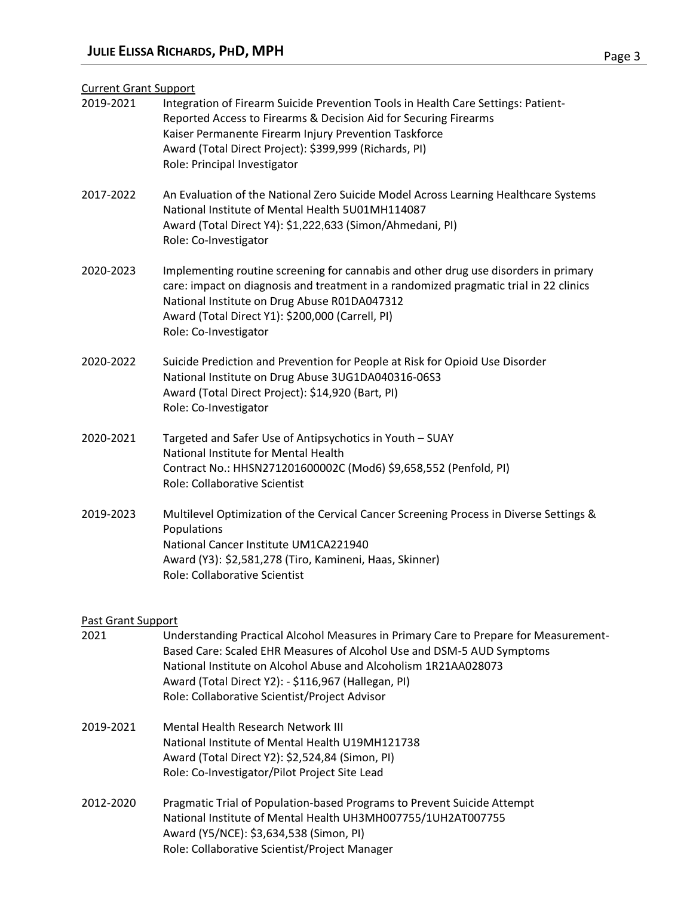Current Grant Support

2019-2021 Integration of Firearm Suicide Prevention Tools in Health Care Settings: Patient-Reported Access to Firearms & Decision Aid for Securing Firearms
Kaiser Permanente Firearm Injury Prevention Taskforce
Award (Total Direct Project): $399,999 (Richards, PI)
Role: Principal Investigator

2017-2022 An Evaluation of the National Zero Suicide Model Across Learning Healthcare Systems
National Institute of Mental Health 5U01MH114087
Award (Total Direct Y4): $1,222,633 (Simon/Ahmedani, PI)
Role: Co-Investigator

2020-2023 Implementing routine screening for cannabis and other drug use disorders in primary care: impact on diagnosis and treatment in a randomized pragmatic trial in 22 clinics
National Institute on Drug Abuse R01DA047312
Award (Total Direct Y1): $200,000 (Carrell, PI)
Role: Co-Investigator

2020-2022 Suicide Prediction and Prevention for People at Risk for Opioid Use Disorder
National Institute on Drug Abuse 3UG1DA040316-06S3
Award (Total Direct Project): $14,920 (Bart, PI)
Role: Co-Investigator

2020-2021 Targeted and Safer Use of Antipsychotics in Youth – SUAY
National Institute for Mental Health
Contract No.: HHSN271201600002C (Mod6) $9,658,552 (Penfold, PI)
Role: Collaborative Scientist

2019-2023 Multilevel Optimization of the Cervical Cancer Screening Process in Diverse Settings & Populations
National Cancer Institute UM1CA221940
Award (Y3): $2,581,278 (Tiro, Kamineni, Haas, Skinner)
Role: Collaborative Scientist

Past Grant Support

2021 Understanding Practical Alcohol Measures in Primary Care to Prepare for Measurement-Based Care: Scaled EHR Measures of Alcohol Use and DSM-5 AUD Symptoms
National Institute on Alcohol Abuse and Alcoholism 1R21AA028073
Award (Total Direct Y2): - $116,967 (Hallegan, PI)
Role: Collaborative Scientist/Project Advisor

2019-2021 Mental Health Research Network III
National Institute of Mental Health U19MH121738
Award (Total Direct Y2): $2,524,84 (Simon, PI)
Role: Co-Investigator/Pilot Project Site Lead

2012-2020 Pragmatic Trial of Population-based Programs to Prevent Suicide Attempt
National Institute of Mental Health UH3MH007755/1UH2AT007755
Award (Y5/NCE): $3,634,538 (Simon, PI)
Role: Collaborative Scientist/Project Manager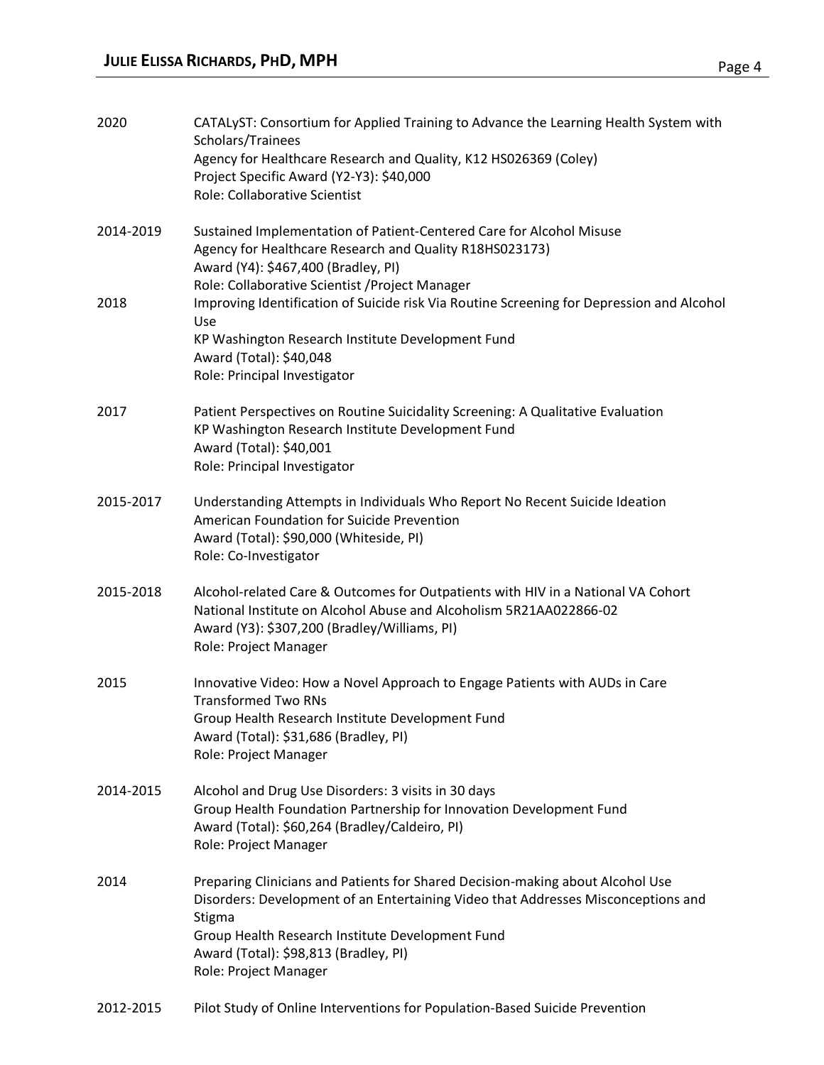2020 CATALyST: Consortium for Applied Training to Advance the Learning Health System with Scholars/Trainees
Agency for Healthcare Research and Quality, K12 HS026369 (Coley)
Project Specific Award (Y2-Y3): $40,000
Role: Collaborative Scientist

2014-2019 Sustained Implementation of Patient-Centered Care for Alcohol Misuse
Agency for Healthcare Research and Quality R18HS023173)
Award (Y4): $467,400 (Bradley, PI)
Role: Collaborative Scientist /Project Manager

2018 Improving Identification of Suicide risk Via Routine Screening for Depression and Alcohol Use
KP Washington Research Institute Development Fund
Award (Total): $40,048
Role: Principal Investigator

2017 Patient Perspectives on Routine Suicidality Screening: A Qualitative Evaluation
KP Washington Research Institute Development Fund
Award (Total): $40,001
Role: Principal Investigator

2015-2017 Understanding Attempts in Individuals Who Report No Recent Suicide Ideation
American Foundation for Suicide Prevention
Award (Total): $90,000 (Whiteside, PI)
Role: Co-Investigator

2015-2018 Alcohol-related Care & Outcomes for Outpatients with HIV in a National VA Cohort
National Institute on Alcohol Abuse and Alcoholism 5R21AA022866-02
Award (Y3): $307,200 (Bradley/Williams, PI)
Role: Project Manager

2015 Innovative Video: How a Novel Approach to Engage Patients with AUDs in Care Transformed Two RNs
Group Health Research Institute Development Fund
Award (Total): $31,686 (Bradley, PI)
Role: Project Manager

2014-2015 Alcohol and Drug Use Disorders: 3 visits in 30 days
Group Health Foundation Partnership for Innovation Development Fund
Award (Total): $60,264 (Bradley/Caldeiro, PI)
Role: Project Manager

2014 Preparing Clinicians and Patients for Shared Decision-making about Alcohol Use Disorders: Development of an Entertaining Video that Addresses Misconceptions and Stigma
Group Health Research Institute Development Fund
Award (Total): $98,813 (Bradley, PI)
Role: Project Manager

2012-2015 Pilot Study of Online Interventions for Population-Based Suicide Prevention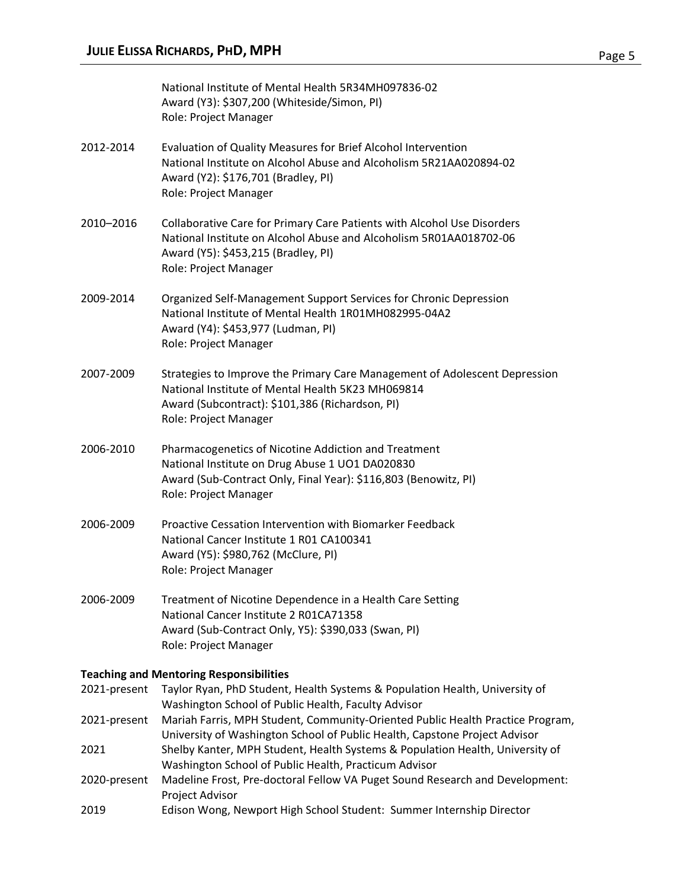National Institute of Mental Health 5R34MH097836-02
Award (Y3): $307,200 (Whiteside/Simon, PI)
Role: Project Manager

2012-2014 Evaluation of Quality Measures for Brief Alcohol Intervention
National Institute on Alcohol Abuse and Alcoholism 5R21AA020894-02
Award (Y2): $176,701 (Bradley, PI)
Role: Project Manager

2010–2016 Collaborative Care for Primary Care Patients with Alcohol Use Disorders
National Institute on Alcohol Abuse and Alcoholism 5R01AA018702-06
Award (Y5): $453,215 (Bradley, PI)
Role: Project Manager

2009-2014 Organized Self-Management Support Services for Chronic Depression
National Institute of Mental Health 1R01MH082995-04A2
Award (Y4): $453,977 (Ludman, PI)
Role: Project Manager

2007-2009 Strategies to Improve the Primary Care Management of Adolescent Depression
National Institute of Mental Health 5K23 MH069814
Award (Subcontract): $101,386 (Richardson, PI)
Role: Project Manager

2006-2010 Pharmacogenetics of Nicotine Addiction and Treatment
National Institute on Drug Abuse 1 UO1 DA020830
Award (Sub-Contract Only, Final Year): $116,803 (Benowitz, PI)
Role: Project Manager

2006-2009 Proactive Cessation Intervention with Biomarker Feedback
National Cancer Institute 1 R01 CA100341
Award (Y5): $980,762 (McClure, PI)
Role: Project Manager

2006-2009 Treatment of Nicotine Dependence in a Health Care Setting
National Cancer Institute 2 R01CA71358
Award (Sub-Contract Only, Y5): $390,033 (Swan, PI)
Role: Project Manager

**Teaching and Mentoring Responsibilities**

2021-present Taylor Ryan, PhD Student, Health Systems & Population Health, University of Washington School of Public Health, Faculty Advisor

2021-present Mariah Farris, MPH Student, Community-Oriented Public Health Practice Program, University of Washington School of Public Health, Capstone Project Advisor

2021 Shelby Kanter, MPH Student, Health Systems & Population Health, University of Washington School of Public Health, Practicum Advisor

2020-present Madeline Frost, Pre-doctoral Fellow VA Puget Sound Research and Development: Project Advisor

2019 Edison Wong, Newport High School Student: Summer Internship Director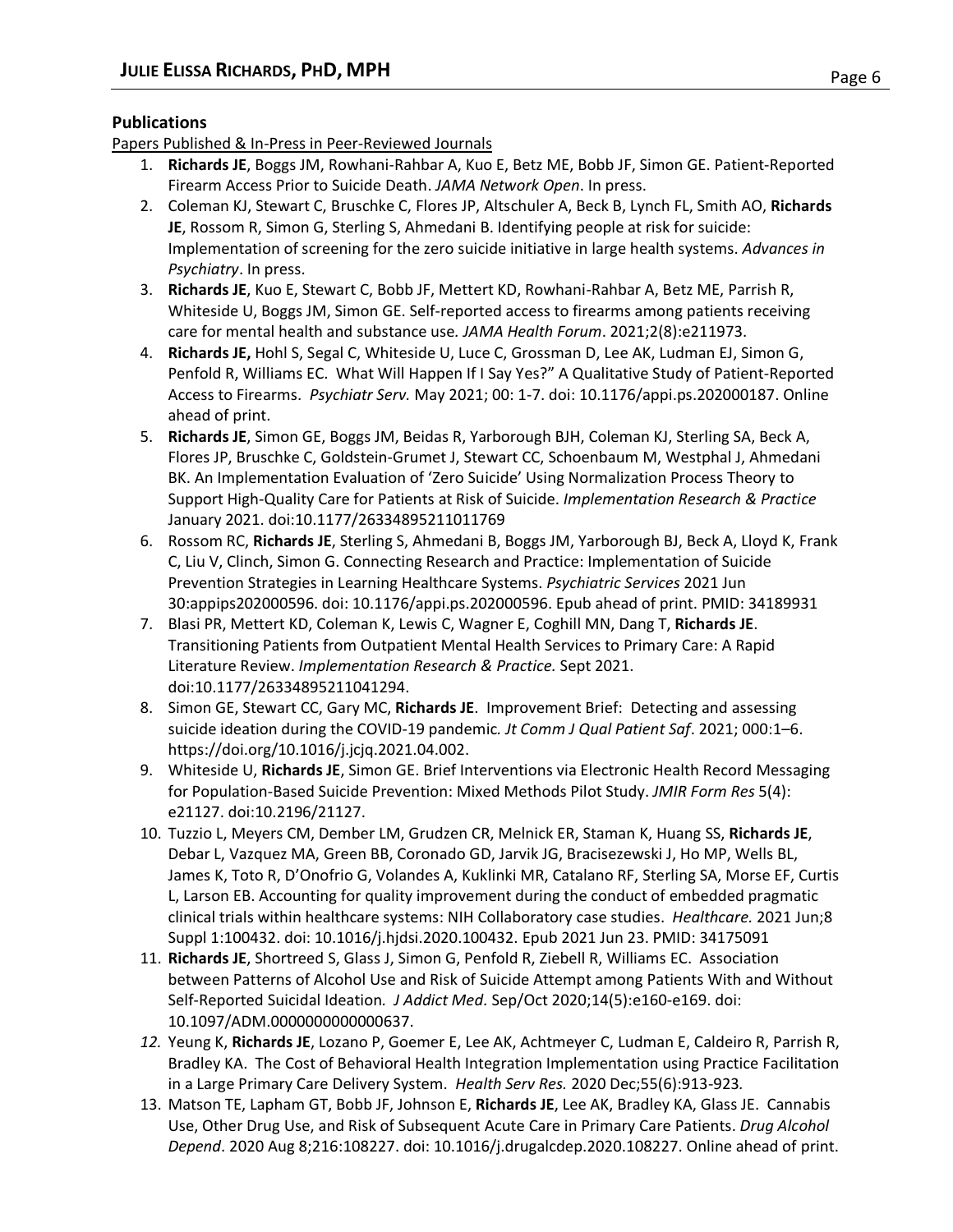## Publications

Papers Published & In-Press in Peer-Reviewed Journals

1. **Richards JE**, Boggs JM, Rowhani-Rahbar A, Kuo E, Betz ME, Bobb JF, Simon GE. Patient-Reported Firearm Access Prior to Suicide Death. *JAMA Network Open*. In press.
2. Coleman KJ, Stewart C, Bruschke C, Flores JP, Altschuler A, Beck B, Lynch FL, Smith AO, **Richards JE**, Rossom R, Simon G, Sterling S, Ahmedani B. Identifying people at risk for suicide: Implementation of screening for the zero suicide initiative in large health systems. *Advances in Psychiatry*. In press.
3. **Richards JE**, Kuo E, Stewart C, Bobb JF, Mettert KD, Rowhani-Rahbar A, Betz ME, Parrish R, Whiteside U, Boggs JM, Simon GE. Self-reported access to firearms among patients receiving care for mental health and substance use*. JAMA Health Forum*. 2021;2(8):e211973.
4. **Richards JE,** Hohl S, Segal C, Whiteside U, Luce C, Grossman D, Lee AK, Ludman EJ, Simon G, Penfold R, Williams EC. What Will Happen If I Say Yes?" A Qualitative Study of Patient-Reported Access to Firearms. *Psychiatr Serv.* May 2021; 00: 1-7. doi: 10.1176/appi.ps.202000187. Online ahead of print.
5. **Richards JE**, Simon GE, Boggs JM, Beidas R, Yarborough BJH, Coleman KJ, Sterling SA, Beck A, Flores JP, Bruschke C, Goldstein-Grumet J, Stewart CC, Schoenbaum M, Westphal J, Ahmedani BK. An Implementation Evaluation of 'Zero Suicide' Using Normalization Process Theory to Support High-Quality Care for Patients at Risk of Suicide. *Implementation Research & Practice* January 2021. doi:10.1177/26334895211011769
6. Rossom RC, **Richards JE**, Sterling S, Ahmedani B, Boggs JM, Yarborough BJ, Beck A, Lloyd K, Frank C, Liu V, Clinch, Simon G. Connecting Research and Practice: Implementation of Suicide Prevention Strategies in Learning Healthcare Systems. *Psychiatric Services* 2021 Jun 30:appips202000596. doi: 10.1176/appi.ps.202000596. Epub ahead of print. PMID: 34189931
7. Blasi PR, Mettert KD, Coleman K, Lewis C, Wagner E, Coghill MN, Dang T, **Richards JE**. Transitioning Patients from Outpatient Mental Health Services to Primary Care: A Rapid Literature Review. *Implementation Research & Practice.* Sept 2021. doi:10.1177/26334895211041294.
8. Simon GE, Stewart CC, Gary MC, **Richards JE**. Improvement Brief: Detecting and assessing suicide ideation during the COVID-19 pandemic*. Jt Comm J Qual Patient Saf*. 2021; 000:1–6. https://doi.org/10.1016/j.jcjq.2021.04.002.
9. Whiteside U, **Richards JE**, Simon GE. Brief Interventions via Electronic Health Record Messaging for Population-Based Suicide Prevention: Mixed Methods Pilot Study. *JMIR Form Res* 5(4): e21127. doi:10.2196/21127.
10. Tuzzio L, Meyers CM, Dember LM, Grudzen CR, Melnick ER, Staman K, Huang SS, **Richards JE**, Debar L, Vazquez MA, Green BB, Coronado GD, Jarvik JG, Bracisezewski J, Ho MP, Wells BL, James K, Toto R, D'Onofrio G, Volandes A, Kuklinki MR, Catalano RF, Sterling SA, Morse EF, Curtis L, Larson EB. Accounting for quality improvement during the conduct of embedded pragmatic clinical trials within healthcare systems: NIH Collaboratory case studies. *Healthcare.* 2021 Jun;8 Suppl 1:100432. doi: 10.1016/j.hjdsi.2020.100432. Epub 2021 Jun 23. PMID: 34175091
11. **Richards JE**, Shortreed S, Glass J, Simon G, Penfold R, Ziebell R, Williams EC. Association between Patterns of Alcohol Use and Risk of Suicide Attempt among Patients With and Without Self-Reported Suicidal Ideation*. J Addict Med*. Sep/Oct 2020;14(5):e160-e169. doi: 10.1097/ADM.0000000000000637.
12. Yeung K, **Richards JE**, Lozano P, Goemer E, Lee AK, Achtmeyer C, Ludman E, Caldeiro R, Parrish R, Bradley KA. The Cost of Behavioral Health Integration Implementation using Practice Facilitation in a Large Primary Care Delivery System. *Health Serv Res.* 2020 Dec;55(6):913-923*.*
13. Matson TE, Lapham GT, Bobb JF, Johnson E, **Richards JE**, Lee AK, Bradley KA, Glass JE. Cannabis Use, Other Drug Use, and Risk of Subsequent Acute Care in Primary Care Patients. *Drug Alcohol Depend*. 2020 Aug 8;216:108227. doi: 10.1016/j.drugalcdep.2020.108227. Online ahead of print.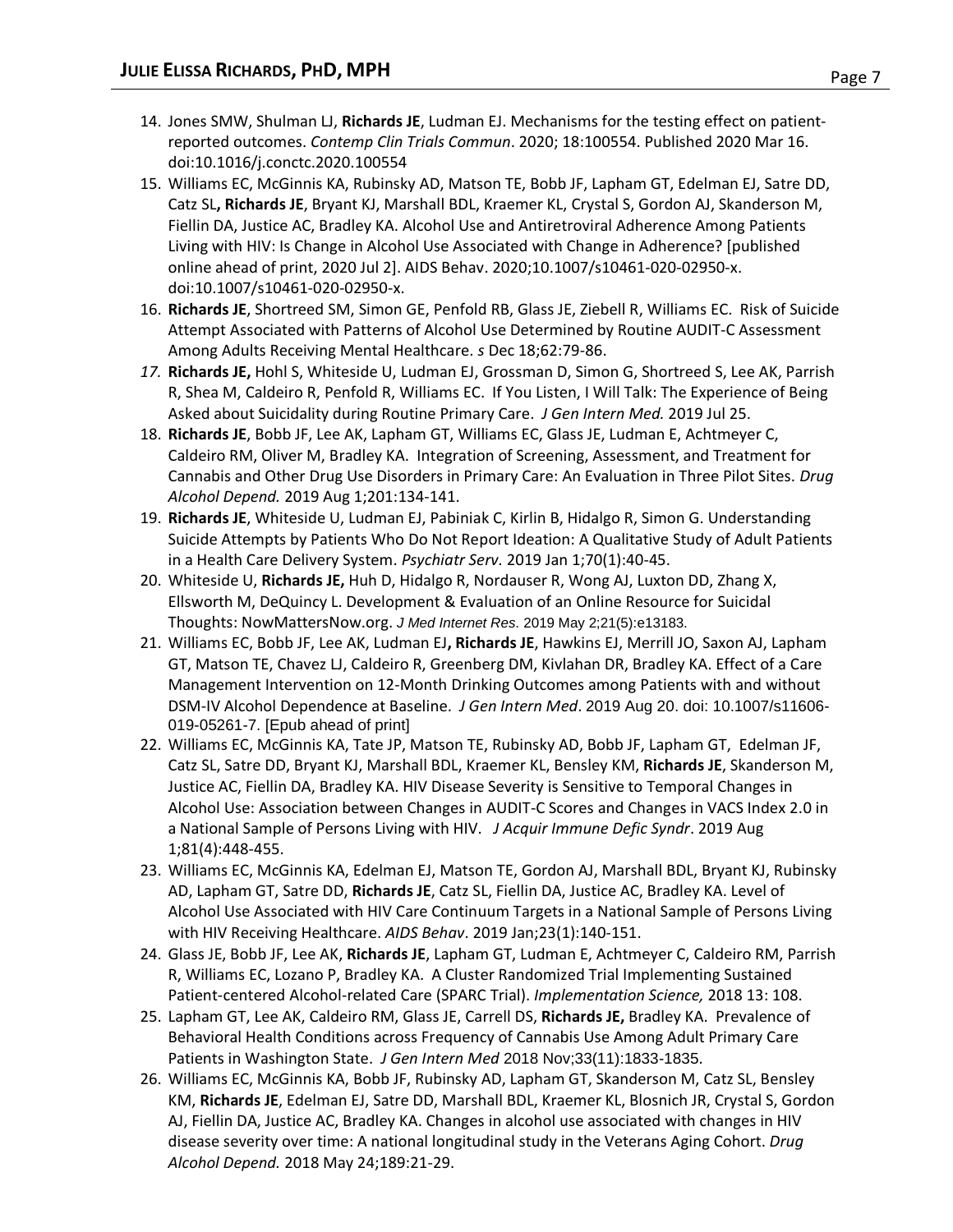14. Jones SMW, Shulman LJ, **Richards JE**, Ludman EJ. Mechanisms for the testing effect on patient-reported outcomes. *Contemp Clin Trials Commun*. 2020; 18:100554. Published 2020 Mar 16. doi:10.1016/j.conctc.2020.100554
15. Williams EC, McGinnis KA, Rubinsky AD, Matson TE, Bobb JF, Lapham GT, Edelman EJ, Satre DD, Catz SL**, Richards JE**, Bryant KJ, Marshall BDL, Kraemer KL, Crystal S, Gordon AJ, Skanderson M, Fiellin DA, Justice AC, Bradley KA. Alcohol Use and Antiretroviral Adherence Among Patients Living with HIV: Is Change in Alcohol Use Associated with Change in Adherence? [published online ahead of print, 2020 Jul 2]. AIDS Behav. 2020;10.1007/s10461-020-02950-x. doi:10.1007/s10461-020-02950-x.
16. **Richards JE**, Shortreed SM, Simon GE, Penfold RB, Glass JE, Ziebell R, Williams EC. Risk of Suicide Attempt Associated with Patterns of Alcohol Use Determined by Routine AUDIT-C Assessment Among Adults Receiving Mental Healthcare. *s* Dec 18;62:79-86.
17. **Richards JE,** Hohl S, Whiteside U, Ludman EJ, Grossman D, Simon G, Shortreed S, Lee AK, Parrish R, Shea M, Caldeiro R, Penfold R, Williams EC. If You Listen, I Will Talk: The Experience of Being Asked about Suicidality during Routine Primary Care. *J Gen Intern Med.* 2019 Jul 25.
18. **Richards JE**, Bobb JF, Lee AK, Lapham GT, Williams EC, Glass JE, Ludman E, Achtmeyer C, Caldeiro RM, Oliver M, Bradley KA. Integration of Screening, Assessment, and Treatment for Cannabis and Other Drug Use Disorders in Primary Care: An Evaluation in Three Pilot Sites. *Drug Alcohol Depend.* 2019 Aug 1;201:134-141.
19. **Richards JE**, Whiteside U, Ludman EJ, Pabiniak C, Kirlin B, Hidalgo R, Simon G. Understanding Suicide Attempts by Patients Who Do Not Report Ideation: A Qualitative Study of Adult Patients in a Health Care Delivery System. *Psychiatr Serv*. 2019 Jan 1;70(1):40-45.
20. Whiteside U, **Richards JE,** Huh D, Hidalgo R, Nordauser R, Wong AJ, Luxton DD, Zhang X, Ellsworth M, DeQuincy L. Development & Evaluation of an Online Resource for Suicidal Thoughts: NowMattersNow.org. *J Med Internet Res.* 2019 May 2;21(5):e13183.
21. Williams EC, Bobb JF, Lee AK, Ludman EJ**, Richards JE**, Hawkins EJ, Merrill JO, Saxon AJ, Lapham GT, Matson TE, Chavez LJ, Caldeiro R, Greenberg DM, Kivlahan DR, Bradley KA. Effect of a Care Management Intervention on 12-Month Drinking Outcomes among Patients with and without DSM-IV Alcohol Dependence at Baseline. *J Gen Intern Med*. 2019 Aug 20. doi: 10.1007/s11606-019-05261-7. [Epub ahead of print]
22. Williams EC, McGinnis KA, Tate JP, Matson TE, Rubinsky AD, Bobb JF, Lapham GT, Edelman JF, Catz SL, Satre DD, Bryant KJ, Marshall BDL, Kraemer KL, Bensley KM, **Richards JE**, Skanderson M, Justice AC, Fiellin DA, Bradley KA. HIV Disease Severity is Sensitive to Temporal Changes in Alcohol Use: Association between Changes in AUDIT-C Scores and Changes in VACS Index 2.0 in a National Sample of Persons Living with HIV. *J Acquir Immune Defic Syndr*. 2019 Aug 1;81(4):448-455.
23. Williams EC, McGinnis KA, Edelman EJ, Matson TE, Gordon AJ, Marshall BDL, Bryant KJ, Rubinsky AD, Lapham GT, Satre DD, **Richards JE**, Catz SL, Fiellin DA, Justice AC, Bradley KA. Level of Alcohol Use Associated with HIV Care Continuum Targets in a National Sample of Persons Living with HIV Receiving Healthcare. *AIDS Behav*. 2019 Jan;23(1):140-151.
24. Glass JE, Bobb JF, Lee AK, **Richards JE**, Lapham GT, Ludman E, Achtmeyer C, Caldeiro RM, Parrish R, Williams EC, Lozano P, Bradley KA. A Cluster Randomized Trial Implementing Sustained Patient-centered Alcohol-related Care (SPARC Trial). *Implementation Science,* 2018 13: 108.
25. Lapham GT, Lee AK, Caldeiro RM, Glass JE, Carrell DS, **Richards JE,** Bradley KA. Prevalence of Behavioral Health Conditions across Frequency of Cannabis Use Among Adult Primary Care Patients in Washington State. *J Gen Intern Med* 2018 Nov;33(11):1833-1835.
26. Williams EC, McGinnis KA, Bobb JF, Rubinsky AD, Lapham GT, Skanderson M, Catz SL, Bensley KM, **Richards JE**, Edelman EJ, Satre DD, Marshall BDL, Kraemer KL, Blosnich JR, Crystal S, Gordon AJ, Fiellin DA, Justice AC, Bradley KA. Changes in alcohol use associated with changes in HIV disease severity over time: A national longitudinal study in the Veterans Aging Cohort. *Drug Alcohol Depend.* 2018 May 24;189:21-29.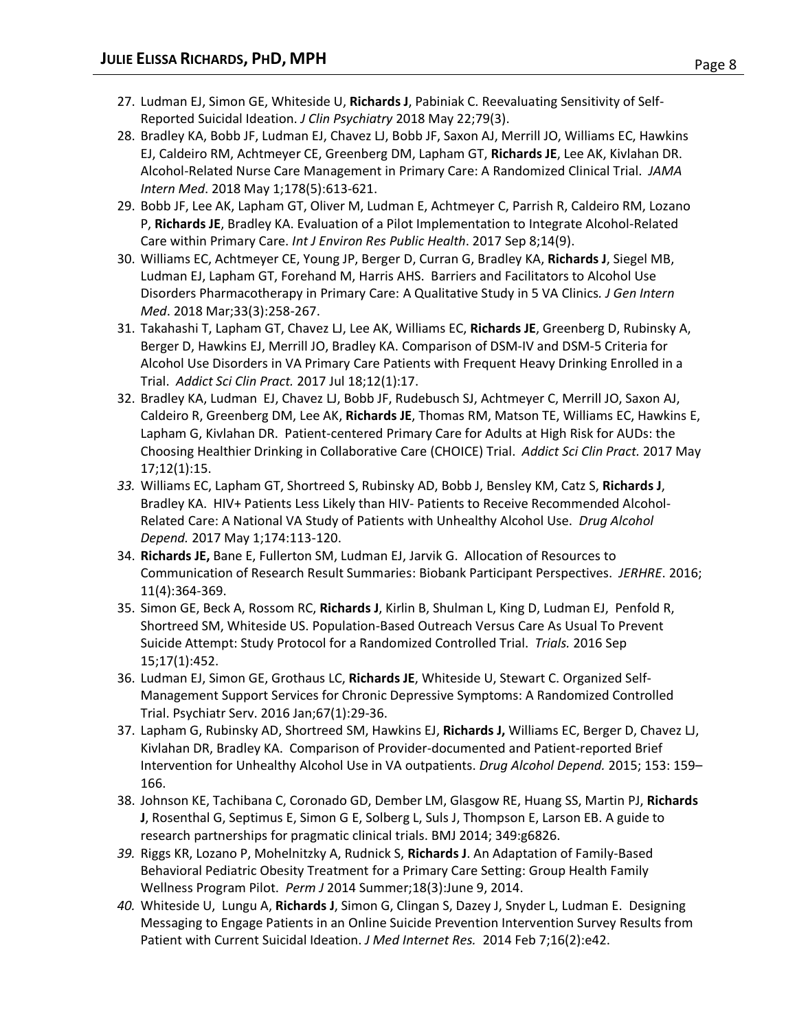27. Ludman EJ, Simon GE, Whiteside U, **Richards J**, Pabiniak C. Reevaluating Sensitivity of Self-Reported Suicidal Ideation. *J Clin Psychiatry* 2018 May 22;79(3).
28. Bradley KA, Bobb JF, Ludman EJ, Chavez LJ, Bobb JF, Saxon AJ, Merrill JO, Williams EC, Hawkins EJ, Caldeiro RM, Achtmeyer CE, Greenberg DM, Lapham GT, **Richards JE**, Lee AK, Kivlahan DR. Alcohol-Related Nurse Care Management in Primary Care: A Randomized Clinical Trial. *JAMA Intern Med*. 2018 May 1;178(5):613-621.
29. Bobb JF, Lee AK, Lapham GT, Oliver M, Ludman E, Achtmeyer C, Parrish R, Caldeiro RM, Lozano P, **Richards JE**, Bradley KA. Evaluation of a Pilot Implementation to Integrate Alcohol-Related Care within Primary Care. *Int J Environ Res Public Health*. 2017 Sep 8;14(9).
30. Williams EC, Achtmeyer CE, Young JP, Berger D, Curran G, Bradley KA, **Richards J**, Siegel MB, Ludman EJ, Lapham GT, Forehand M, Harris AHS. Barriers and Facilitators to Alcohol Use Disorders Pharmacotherapy in Primary Care: A Qualitative Study in 5 VA Clinics. *J Gen Intern Med*. 2018 Mar;33(3):258-267.
31. Takahashi T, Lapham GT, Chavez LJ, Lee AK, Williams EC, **Richards JE**, Greenberg D, Rubinsky A, Berger D, Hawkins EJ, Merrill JO, Bradley KA. Comparison of DSM-IV and DSM-5 Criteria for Alcohol Use Disorders in VA Primary Care Patients with Frequent Heavy Drinking Enrolled in a Trial. *Addict Sci Clin Pract.* 2017 Jul 18;12(1):17.
32. Bradley KA, Ludman EJ, Chavez LJ, Bobb JF, Rudebusch SJ, Achtmeyer C, Merrill JO, Saxon AJ, Caldeiro R, Greenberg DM, Lee AK, **Richards JE**, Thomas RM, Matson TE, Williams EC, Hawkins E, Lapham G, Kivlahan DR. Patient-centered Primary Care for Adults at High Risk for AUDs: the Choosing Healthier Drinking in Collaborative Care (CHOICE) Trial. *Addict Sci Clin Pract.* 2017 May 17;12(1):15.
33. Williams EC, Lapham GT, Shortreed S, Rubinsky AD, Bobb J, Bensley KM, Catz S, **Richards J**, Bradley KA. HIV+ Patients Less Likely than HIV- Patients to Receive Recommended Alcohol-Related Care: A National VA Study of Patients with Unhealthy Alcohol Use. *Drug Alcohol Depend.* 2017 May 1;174:113-120.
34. **Richards JE,** Bane E, Fullerton SM, Ludman EJ, Jarvik G. Allocation of Resources to Communication of Research Result Summaries: Biobank Participant Perspectives. *JERHRE*. 2016; 11(4):364-369.
35. Simon GE, Beck A, Rossom RC, **Richards J**, Kirlin B, Shulman L, King D, Ludman EJ, Penfold R, Shortreed SM, Whiteside US. Population-Based Outreach Versus Care As Usual To Prevent Suicide Attempt: Study Protocol for a Randomized Controlled Trial. *Trials.* 2016 Sep 15;17(1):452.
36. Ludman EJ, Simon GE, Grothaus LC, **Richards JE**, Whiteside U, Stewart C. Organized Self-Management Support Services for Chronic Depressive Symptoms: A Randomized Controlled Trial. Psychiatr Serv. 2016 Jan;67(1):29-36.
37. Lapham G, Rubinsky AD, Shortreed SM, Hawkins EJ, **Richards J,** Williams EC, Berger D, Chavez LJ, Kivlahan DR, Bradley KA. Comparison of Provider-documented and Patient-reported Brief Intervention for Unhealthy Alcohol Use in VA outpatients. *Drug Alcohol Depend.* 2015; 153: 159–166.
38. Johnson KE, Tachibana C, Coronado GD, Dember LM, Glasgow RE, Huang SS, Martin PJ, **Richards J**, Rosenthal G, Septimus E, Simon G E, Solberg L, Suls J, Thompson E, Larson EB. A guide to research partnerships for pragmatic clinical trials. BMJ 2014; 349:g6826.
39. Riggs KR, Lozano P, Mohelnitzky A, Rudnick S, **Richards J**. An Adaptation of Family-Based Behavioral Pediatric Obesity Treatment for a Primary Care Setting: Group Health Family Wellness Program Pilot. *Perm J* 2014 Summer;18(3):June 9, 2014.
40. Whiteside U, Lungu A, **Richards J**, Simon G, Clingan S, Dazey J, Snyder L, Ludman E. Designing Messaging to Engage Patients in an Online Suicide Prevention Intervention Survey Results from Patient with Current Suicidal Ideation. *J Med Internet Res.* 2014 Feb 7;16(2):e42.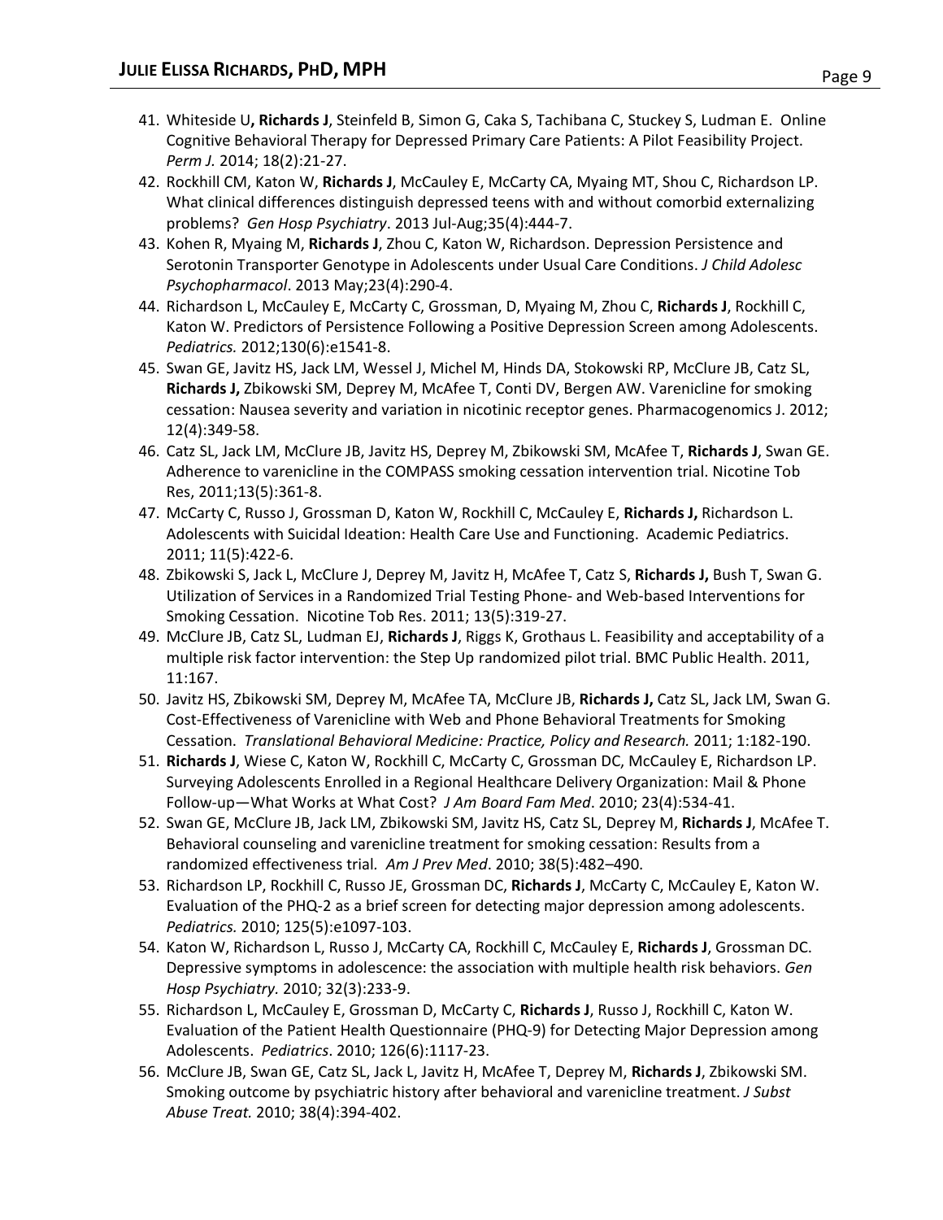41. Whiteside U**, Richards J**, Steinfeld B, Simon G, Caka S, Tachibana C, Stuckey S, Ludman E. Online Cognitive Behavioral Therapy for Depressed Primary Care Patients: A Pilot Feasibility Project. *Perm J.* 2014; 18(2):21-27.
42. Rockhill CM, Katon W, **Richards J**, McCauley E, McCarty CA, Myaing MT, Shou C, Richardson LP. What clinical differences distinguish depressed teens with and without comorbid externalizing problems? *Gen Hosp Psychiatry*. 2013 Jul-Aug;35(4):444-7.
43. Kohen R, Myaing M, **Richards J**, Zhou C, Katon W, Richardson. Depression Persistence and Serotonin Transporter Genotype in Adolescents under Usual Care Conditions. *J Child Adolesc Psychopharmacol*. 2013 May;23(4):290-4.
44. Richardson L, McCauley E, McCarty C, Grossman, D, Myaing M, Zhou C, **Richards J**, Rockhill C, Katon W. Predictors of Persistence Following a Positive Depression Screen among Adolescents. *Pediatrics.* 2012;130(6):e1541-8.
45. Swan GE, Javitz HS, Jack LM, Wessel J, Michel M, Hinds DA, Stokowski RP, McClure JB, Catz SL, **Richards J,** Zbikowski SM, Deprey M, McAfee T, Conti DV, Bergen AW. Varenicline for smoking cessation: Nausea severity and variation in nicotinic receptor genes. Pharmacogenomics J. 2012; 12(4):349-58.
46. Catz SL, Jack LM, McClure JB, Javitz HS, Deprey M, Zbikowski SM, McAfee T, **Richards J**, Swan GE. Adherence to varenicline in the COMPASS smoking cessation intervention trial. Nicotine Tob Res, 2011;13(5):361-8.
47. McCarty C, Russo J, Grossman D, Katon W, Rockhill C, McCauley E, **Richards J,** Richardson L. Adolescents with Suicidal Ideation: Health Care Use and Functioning. Academic Pediatrics. 2011; 11(5):422-6.
48. Zbikowski S, Jack L, McClure J, Deprey M, Javitz H, McAfee T, Catz S, **Richards J,** Bush T, Swan G. Utilization of Services in a Randomized Trial Testing Phone- and Web-based Interventions for Smoking Cessation. Nicotine Tob Res. 2011; 13(5):319-27.
49. McClure JB, Catz SL, Ludman EJ, **Richards J**, Riggs K, Grothaus L. Feasibility and acceptability of a multiple risk factor intervention: the Step Up randomized pilot trial. BMC Public Health. 2011, 11:167.
50. Javitz HS, Zbikowski SM, Deprey M, McAfee TA, McClure JB, **Richards J,** Catz SL, Jack LM, Swan G. Cost-Effectiveness of Varenicline with Web and Phone Behavioral Treatments for Smoking Cessation. *Translational Behavioral Medicine: Practice, Policy and Research.* 2011; 1:182-190.
51. **Richards J**, Wiese C, Katon W, Rockhill C, McCarty C, Grossman DC, McCauley E, Richardson LP. Surveying Adolescents Enrolled in a Regional Healthcare Delivery Organization: Mail & Phone Follow-up—What Works at What Cost? *J Am Board Fam Med*. 2010; 23(4):534-41.
52. Swan GE, McClure JB, Jack LM, Zbikowski SM, Javitz HS, Catz SL, Deprey M, **Richards J**, McAfee T. Behavioral counseling and varenicline treatment for smoking cessation: Results from a randomized effectiveness trial. *Am J Prev Med*. 2010; 38(5):482–490.
53. Richardson LP, Rockhill C, Russo JE, Grossman DC, **Richards J**, McCarty C, McCauley E, Katon W. Evaluation of the PHQ-2 as a brief screen for detecting major depression among adolescents. *Pediatrics.* 2010; 125(5):e1097-103.
54. Katon W, Richardson L, Russo J, McCarty CA, Rockhill C, McCauley E, **Richards J**, Grossman DC. Depressive symptoms in adolescence: the association with multiple health risk behaviors. *Gen Hosp Psychiatry.* 2010; 32(3):233-9.
55. Richardson L, McCauley E, Grossman D, McCarty C, **Richards J**, Russo J, Rockhill C, Katon W. Evaluation of the Patient Health Questionnaire (PHQ-9) for Detecting Major Depression among Adolescents. *Pediatrics*. 2010; 126(6):1117-23.
56. McClure JB, Swan GE, Catz SL, Jack L, Javitz H, McAfee T, Deprey M, **Richards J**, Zbikowski SM. Smoking outcome by psychiatric history after behavioral and varenicline treatment. *J Subst Abuse Treat.* 2010; 38(4):394-402.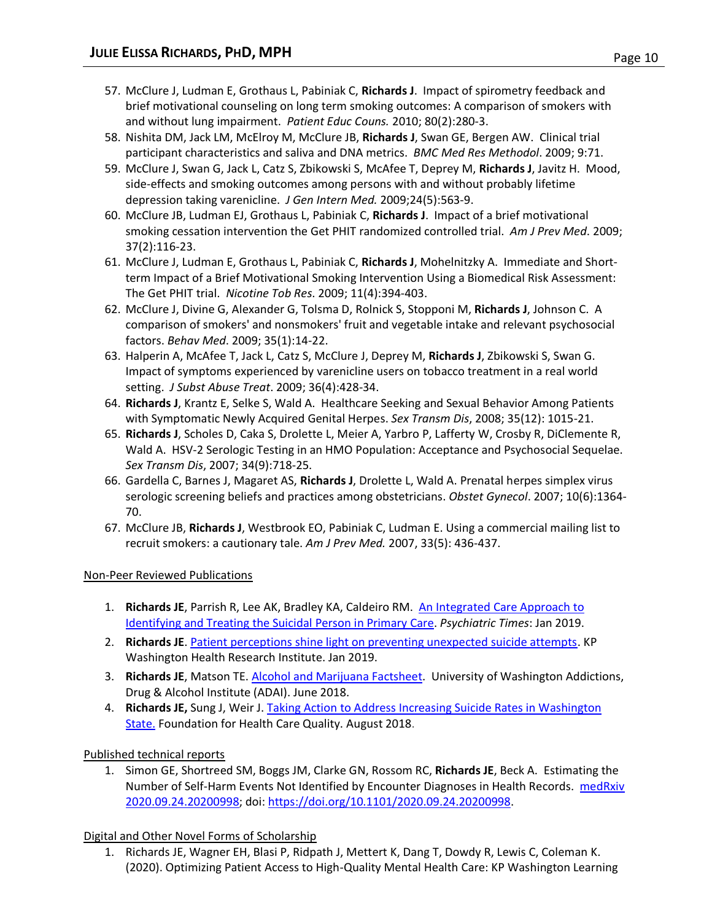57. McClure J, Ludman E, Grothaus L, Pabiniak C, **Richards J**. Impact of spirometry feedback and brief motivational counseling on long term smoking outcomes: A comparison of smokers with and without lung impairment. *Patient Educ Couns.* 2010; 80(2):280-3.
58. Nishita DM, Jack LM, McElroy M, McClure JB, **Richards J**, Swan GE, Bergen AW. Clinical trial participant characteristics and saliva and DNA metrics. *BMC Med Res Methodol*. 2009; 9:71.
59. McClure J, Swan G, Jack L, Catz S, Zbikowski S, McAfee T, Deprey M, **Richards J**, Javitz H. Mood, side-effects and smoking outcomes among persons with and without probably lifetime depression taking varenicline. *J Gen Intern Med.* 2009;24(5):563-9.
60. McClure JB, Ludman EJ, Grothaus L, Pabiniak C, **Richards J**. Impact of a brief motivational smoking cessation intervention the Get PHIT randomized controlled trial. *Am J Prev Med*. 2009; 37(2):116-23.
61. McClure J, Ludman E, Grothaus L, Pabiniak C, **Richards J**, Mohelnitzky A. Immediate and Short-term Impact of a Brief Motivational Smoking Intervention Using a Biomedical Risk Assessment: The Get PHIT trial. *Nicotine Tob Res*. 2009; 11(4):394-403.
62. McClure J, Divine G, Alexander G, Tolsma D, Rolnick S, Stopponi M, **Richards J**, Johnson C. A comparison of smokers' and nonsmokers' fruit and vegetable intake and relevant psychosocial factors. *Behav Med*. 2009; 35(1):14-22.
63. Halperin A, McAfee T, Jack L, Catz S, McClure J, Deprey M, **Richards J**, Zbikowski S, Swan G. Impact of symptoms experienced by varenicline users on tobacco treatment in a real world setting. *J Subst Abuse Treat*. 2009; 36(4):428-34.
64. **Richards J**, Krantz E, Selke S, Wald A. Healthcare Seeking and Sexual Behavior Among Patients with Symptomatic Newly Acquired Genital Herpes. *Sex Transm Dis*, 2008; 35(12): 1015-21.
65. **Richards J**, Scholes D, Caka S, Drolette L, Meier A, Yarbro P, Lafferty W, Crosby R, DiClemente R, Wald A. HSV-2 Serologic Testing in an HMO Population: Acceptance and Psychosocial Sequelae. *Sex Transm Dis*, 2007; 34(9):718-25.
66. Gardella C, Barnes J, Magaret AS, **Richards J**, Drolette L, Wald A. Prenatal herpes simplex virus serologic screening beliefs and practices among obstetricians. *Obstet Gynecol*. 2007; 10(6):1364-70.
67. McClure JB, **Richards J**, Westbrook EO, Pabiniak C, Ludman E. Using a commercial mailing list to recruit smokers: a cautionary tale. *Am J Prev Med.* 2007, 33(5): 436-437.

Non-Peer Reviewed Publications

1. **Richards JE**, Parrish R, Lee AK, Bradley KA, Caldeiro RM. An Integrated Care Approach to Identifying and Treating the Suicidal Person in Primary Care. *Psychiatric Times*: Jan 2019.
2. **Richards JE**. Patient perceptions shine light on preventing unexpected suicide attempts. KP Washington Health Research Institute. Jan 2019.
3. **Richards JE**, Matson TE. Alcohol and Marijuana Factsheet. University of Washington Addictions, Drug & Alcohol Institute (ADAI). June 2018.
4. **Richards JE,** Sung J, Weir J. Taking Action to Address Increasing Suicide Rates in Washington State. Foundation for Health Care Quality. August 2018.

Published technical reports

1. Simon GE, Shortreed SM, Boggs JM, Clarke GN, Rossom RC, **Richards JE**, Beck A. Estimating the Number of Self-Harm Events Not Identified by Encounter Diagnoses in Health Records. medRxiv 2020.09.24.20200998; doi: https://doi.org/10.1101/2020.09.24.20200998.

Digital and Other Novel Forms of Scholarship

1. Richards JE, Wagner EH, Blasi P, Ridpath J, Mettert K, Dang T, Dowdy R, Lewis C, Coleman K. (2020). Optimizing Patient Access to High-Quality Mental Health Care: KP Washington Learning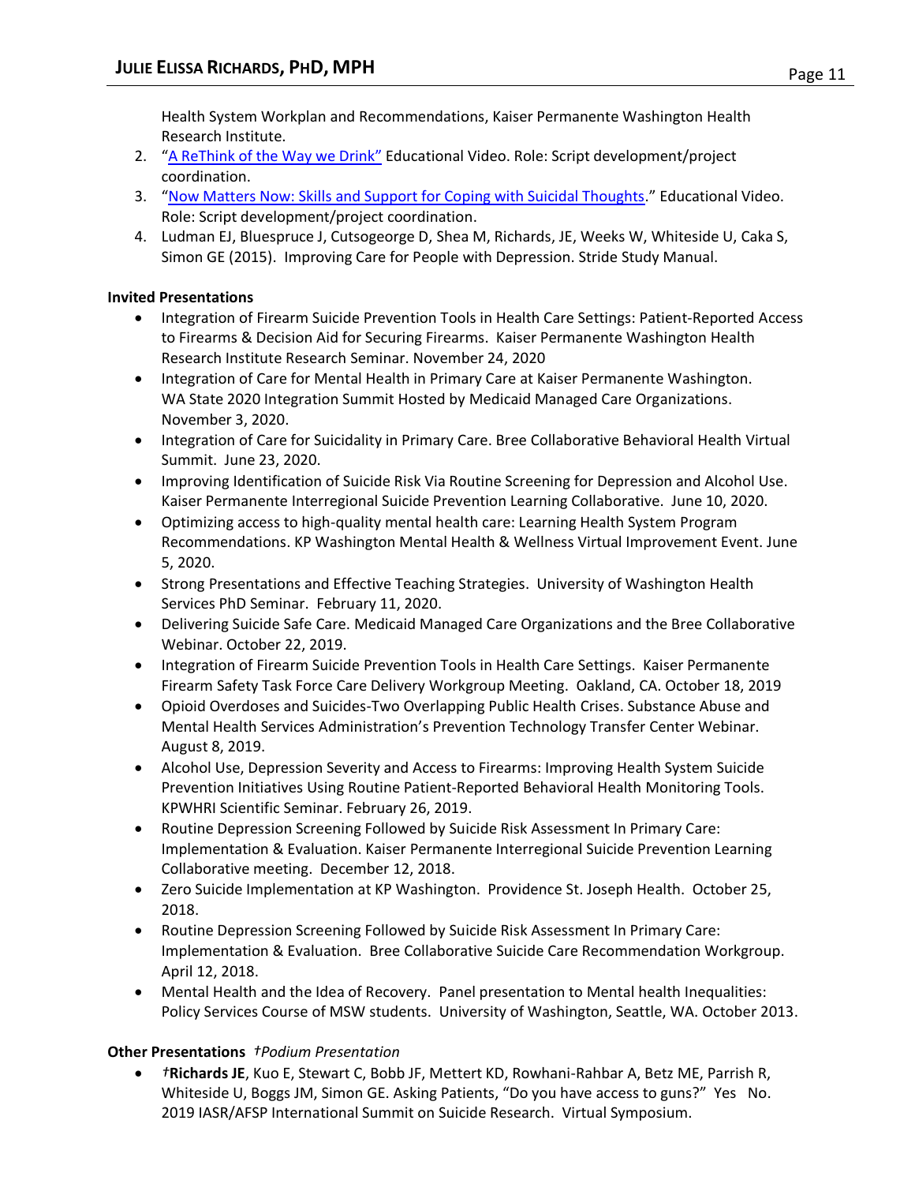Health System Workplan and Recommendations, Kaiser Permanente Washington Health Research Institute.

2. "[A ReThink of the Way we Drink](#)" Educational Video. Role: Script development/project coordination.
3. "[Now Matters Now: Skills and Support for Coping with Suicidal Thoughts](#)." Educational Video. Role: Script development/project coordination.
4. Ludman EJ, Bluespruce J, Cutsogeorge D, Shea M, Richards, JE, Weeks W, Whiteside U, Caka S, Simon GE (2015). Improving Care for People with Depression. Stride Study Manual.

**Invited Presentations**

- Integration of Firearm Suicide Prevention Tools in Health Care Settings: Patient-Reported Access to Firearms & Decision Aid for Securing Firearms. Kaiser Permanente Washington Health Research Institute Research Seminar. November 24, 2020
- Integration of Care for Mental Health in Primary Care at Kaiser Permanente Washington. WA State 2020 Integration Summit Hosted by Medicaid Managed Care Organizations. November 3, 2020.
- Integration of Care for Suicidality in Primary Care. Bree Collaborative Behavioral Health Virtual Summit. June 23, 2020.
- Improving Identification of Suicide Risk Via Routine Screening for Depression and Alcohol Use. Kaiser Permanente Interregional Suicide Prevention Learning Collaborative. June 10, 2020.
- Optimizing access to high-quality mental health care: Learning Health System Program Recommendations. KP Washington Mental Health & Wellness Virtual Improvement Event. June 5, 2020.
- Strong Presentations and Effective Teaching Strategies. University of Washington Health Services PhD Seminar. February 11, 2020.
- Delivering Suicide Safe Care. Medicaid Managed Care Organizations and the Bree Collaborative Webinar. October 22, 2019.
- Integration of Firearm Suicide Prevention Tools in Health Care Settings. Kaiser Permanente Firearm Safety Task Force Care Delivery Workgroup Meeting. Oakland, CA. October 18, 2019
- Opioid Overdoses and Suicides-Two Overlapping Public Health Crises. Substance Abuse and Mental Health Services Administration's Prevention Technology Transfer Center Webinar. August 8, 2019.
- Alcohol Use, Depression Severity and Access to Firearms: Improving Health System Suicide Prevention Initiatives Using Routine Patient-Reported Behavioral Health Monitoring Tools. KPWHRI Scientific Seminar. February 26, 2019.
- Routine Depression Screening Followed by Suicide Risk Assessment In Primary Care: Implementation & Evaluation. Kaiser Permanente Interregional Suicide Prevention Learning Collaborative meeting. December 12, 2018.
- Zero Suicide Implementation at KP Washington. Providence St. Joseph Health. October 25, 2018.
- Routine Depression Screening Followed by Suicide Risk Assessment In Primary Care: Implementation & Evaluation. Bree Collaborative Suicide Care Recommendation Workgroup. April 12, 2018.
- Mental Health and the Idea of Recovery. Panel presentation to Mental health Inequalities: Policy Services Course of MSW students. University of Washington, Seattle, WA. October 2013.

**Other Presentations** *†Podium Presentation*

- *†***Richards JE**, Kuo E, Stewart C, Bobb JF, Mettert KD, Rowhani-Rahbar A, Betz ME, Parrish R, Whiteside U, Boggs JM, Simon GE. Asking Patients, "Do you have access to guns?" Yes No. 2019 IASR/AFSP International Summit on Suicide Research. Virtual Symposium.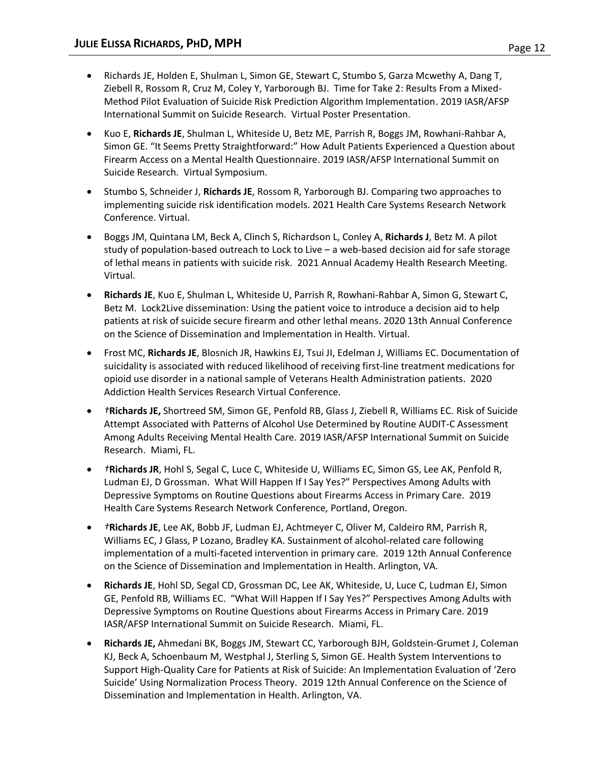- Richards JE, Holden E, Shulman L, Simon GE, Stewart C, Stumbo S, Garza Mcwethy A, Dang T, Ziebell R, Rossom R, Cruz M, Coley Y, Yarborough BJ. Time for Take 2: Results From a Mixed-Method Pilot Evaluation of Suicide Risk Prediction Algorithm Implementation. 2019 IASR/AFSP International Summit on Suicide Research. Virtual Poster Presentation.

- Kuo E, **Richards JE**, Shulman L, Whiteside U, Betz ME, Parrish R, Boggs JM, Rowhani-Rahbar A, Simon GE. "It Seems Pretty Straightforward:" How Adult Patients Experienced a Question about Firearm Access on a Mental Health Questionnaire. 2019 IASR/AFSP International Summit on Suicide Research. Virtual Symposium.

- Stumbo S, Schneider J, **Richards JE**, Rossom R, Yarborough BJ. Comparing two approaches to implementing suicide risk identification models. 2021 Health Care Systems Research Network Conference. Virtual.

- Boggs JM, Quintana LM, Beck A, Clinch S, Richardson L, Conley A, **Richards J**, Betz M. A pilot study of population-based outreach to Lock to Live – a web-based decision aid for safe storage of lethal means in patients with suicide risk. 2021 Annual Academy Health Research Meeting. Virtual.

- **Richards JE**, Kuo E, Shulman L, Whiteside U, Parrish R, Rowhani-Rahbar A, Simon G, Stewart C, Betz M. Lock2Live dissemination: Using the patient voice to introduce a decision aid to help patients at risk of suicide secure firearm and other lethal means. 2020 13th Annual Conference on the Science of Dissemination and Implementation in Health. Virtual.

- Frost MC, **Richards JE**, Blosnich JR, Hawkins EJ, Tsui JI, Edelman J, Williams EC. Documentation of suicidality is associated with reduced likelihood of receiving first-line treatment medications for opioid use disorder in a national sample of Veterans Health Administration patients. 2020 Addiction Health Services Research Virtual Conference.

- *†***Richards JE,** Shortreed SM, Simon GE, Penfold RB, Glass J, Ziebell R, Williams EC. Risk of Suicide Attempt Associated with Patterns of Alcohol Use Determined by Routine AUDIT-C Assessment Among Adults Receiving Mental Health Care. 2019 IASR/AFSP International Summit on Suicide Research. Miami, FL.

- *†***Richards JR**, Hohl S, Segal C, Luce C, Whiteside U, Williams EC, Simon GS, Lee AK, Penfold R, Ludman EJ, D Grossman. What Will Happen If I Say Yes?" Perspectives Among Adults with Depressive Symptoms on Routine Questions about Firearms Access in Primary Care. 2019 Health Care Systems Research Network Conference, Portland, Oregon.

- *†***Richards JE**, Lee AK, Bobb JF, Ludman EJ, Achtmeyer C, Oliver M, Caldeiro RM, Parrish R, Williams EC, J Glass, P Lozano, Bradley KA. Sustainment of alcohol-related care following implementation of a multi-faceted intervention in primary care. 2019 12th Annual Conference on the Science of Dissemination and Implementation in Health. Arlington, VA.

- **Richards JE**, Hohl SD, Segal CD, Grossman DC, Lee AK, Whiteside, U, Luce C, Ludman EJ, Simon GE, Penfold RB, Williams EC. "What Will Happen If I Say Yes?" Perspectives Among Adults with Depressive Symptoms on Routine Questions about Firearms Access in Primary Care. 2019 IASR/AFSP International Summit on Suicide Research. Miami, FL.

- **Richards JE,** Ahmedani BK, Boggs JM, Stewart CC, Yarborough BJH, Goldstein-Grumet J, Coleman KJ, Beck A, Schoenbaum M, Westphal J, Sterling S, Simon GE. Health System Interventions to Support High-Quality Care for Patients at Risk of Suicide: An Implementation Evaluation of 'Zero Suicide' Using Normalization Process Theory. 2019 12th Annual Conference on the Science of Dissemination and Implementation in Health. Arlington, VA.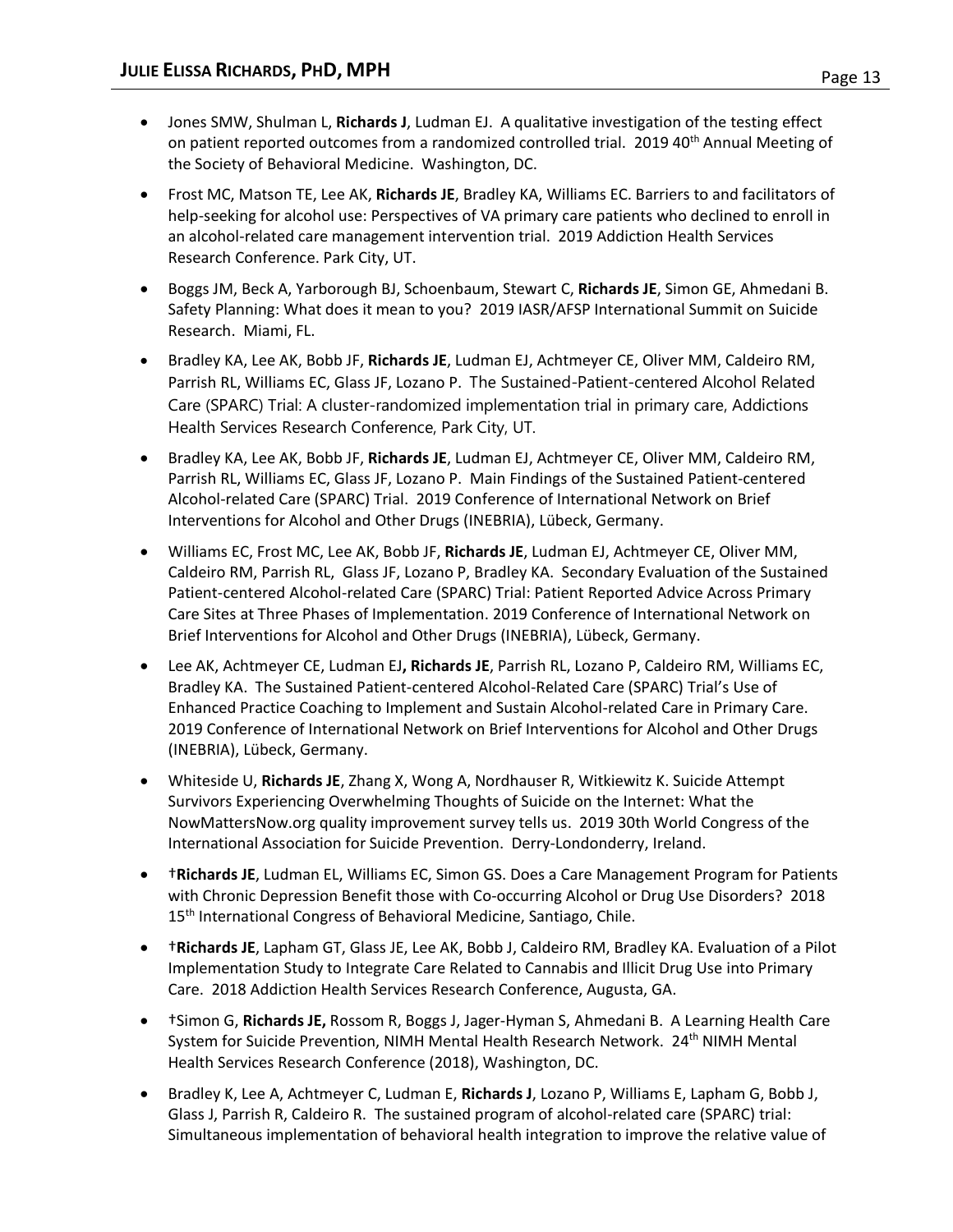- Jones SMW, Shulman L, **Richards J**, Ludman EJ. A qualitative investigation of the testing effect on patient reported outcomes from a randomized controlled trial. 2019 40th Annual Meeting of the Society of Behavioral Medicine. Washington, DC.

- Frost MC, Matson TE, Lee AK, **Richards JE**, Bradley KA, Williams EC. Barriers to and facilitators of help-seeking for alcohol use: Perspectives of VA primary care patients who declined to enroll in an alcohol-related care management intervention trial. 2019 Addiction Health Services Research Conference. Park City, UT.

- Boggs JM, Beck A, Yarborough BJ, Schoenbaum, Stewart C, **Richards JE**, Simon GE, Ahmedani B. Safety Planning: What does it mean to you? 2019 IASR/AFSP International Summit on Suicide Research. Miami, FL.

- Bradley KA, Lee AK, Bobb JF, **Richards JE**, Ludman EJ, Achtmeyer CE, Oliver MM, Caldeiro RM, Parrish RL, Williams EC, Glass JF, Lozano P. The Sustained-Patient-centered Alcohol Related Care (SPARC) Trial: A cluster-randomized implementation trial in primary care, Addictions Health Services Research Conference, Park City, UT.

- Bradley KA, Lee AK, Bobb JF, **Richards JE**, Ludman EJ, Achtmeyer CE, Oliver MM, Caldeiro RM, Parrish RL, Williams EC, Glass JF, Lozano P. Main Findings of the Sustained Patient-centered Alcohol-related Care (SPARC) Trial. 2019 Conference of International Network on Brief Interventions for Alcohol and Other Drugs (INEBRIA), Lübeck, Germany.

- Williams EC, Frost MC, Lee AK, Bobb JF, **Richards JE**, Ludman EJ, Achtmeyer CE, Oliver MM, Caldeiro RM, Parrish RL, Glass JF, Lozano P, Bradley KA. Secondary Evaluation of the Sustained Patient-centered Alcohol-related Care (SPARC) Trial: Patient Reported Advice Across Primary Care Sites at Three Phases of Implementation. 2019 Conference of International Network on Brief Interventions for Alcohol and Other Drugs (INEBRIA), Lübeck, Germany.

- Lee AK, Achtmeyer CE, Ludman EJ**, Richards JE**, Parrish RL, Lozano P, Caldeiro RM, Williams EC, Bradley KA. The Sustained Patient-centered Alcohol-Related Care (SPARC) Trial's Use of Enhanced Practice Coaching to Implement and Sustain Alcohol-related Care in Primary Care. 2019 Conference of International Network on Brief Interventions for Alcohol and Other Drugs (INEBRIA), Lübeck, Germany.

- Whiteside U, **Richards JE**, Zhang X, Wong A, Nordhauser R, Witkiewitz K. Suicide Attempt Survivors Experiencing Overwhelming Thoughts of Suicide on the Internet: What the NowMattersNow.org quality improvement survey tells us. 2019 30th World Congress of the International Association for Suicide Prevention. Derry-Londonderry, Ireland.

- †**Richards JE**, Ludman EL, Williams EC, Simon GS. Does a Care Management Program for Patients with Chronic Depression Benefit those with Co-occurring Alcohol or Drug Use Disorders? 2018 15th International Congress of Behavioral Medicine, Santiago, Chile.

- †**Richards JE**, Lapham GT, Glass JE, Lee AK, Bobb J, Caldeiro RM, Bradley KA. Evaluation of a Pilot Implementation Study to Integrate Care Related to Cannabis and Illicit Drug Use into Primary Care. 2018 Addiction Health Services Research Conference, Augusta, GA.

- †Simon G, **Richards JE,** Rossom R, Boggs J, Jager-Hyman S, Ahmedani B. A Learning Health Care System for Suicide Prevention, NIMH Mental Health Research Network. 24th NIMH Mental Health Services Research Conference (2018), Washington, DC.

- Bradley K, Lee A, Achtmeyer C, Ludman E, **Richards J**, Lozano P, Williams E, Lapham G, Bobb J, Glass J, Parrish R, Caldeiro R. The sustained program of alcohol-related care (SPARC) trial: Simultaneous implementation of behavioral health integration to improve the relative value of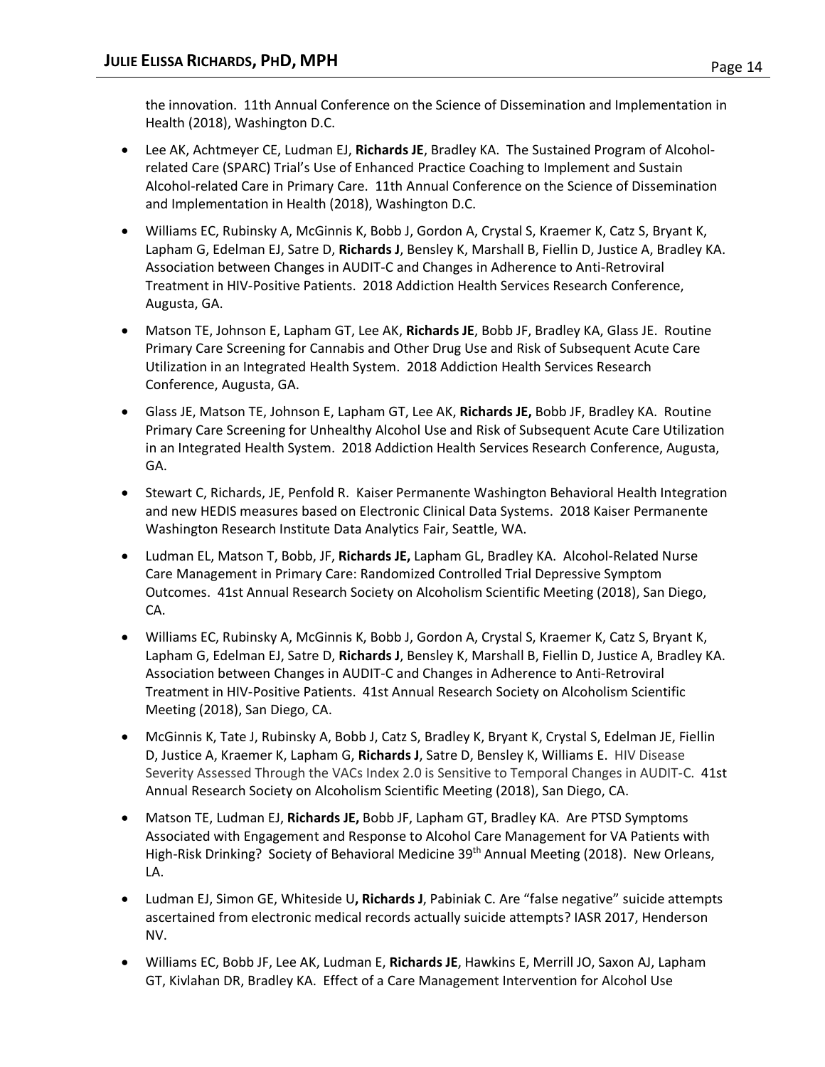the innovation. 11th Annual Conference on the Science of Dissemination and Implementation in Health (2018), Washington D.C.

- Lee AK, Achtmeyer CE, Ludman EJ, **Richards JE**, Bradley KA. The Sustained Program of Alcohol-related Care (SPARC) Trial's Use of Enhanced Practice Coaching to Implement and Sustain Alcohol-related Care in Primary Care. 11th Annual Conference on the Science of Dissemination and Implementation in Health (2018), Washington D.C.
- Williams EC, Rubinsky A, McGinnis K, Bobb J, Gordon A, Crystal S, Kraemer K, Catz S, Bryant K, Lapham G, Edelman EJ, Satre D, **Richards J**, Bensley K, Marshall B, Fiellin D, Justice A, Bradley KA. Association between Changes in AUDIT-C and Changes in Adherence to Anti-Retroviral Treatment in HIV-Positive Patients. 2018 Addiction Health Services Research Conference, Augusta, GA.
- Matson TE, Johnson E, Lapham GT, Lee AK, **Richards JE**, Bobb JF, Bradley KA, Glass JE. Routine Primary Care Screening for Cannabis and Other Drug Use and Risk of Subsequent Acute Care Utilization in an Integrated Health System. 2018 Addiction Health Services Research Conference, Augusta, GA.
- Glass JE, Matson TE, Johnson E, Lapham GT, Lee AK, **Richards JE,** Bobb JF, Bradley KA. Routine Primary Care Screening for Unhealthy Alcohol Use and Risk of Subsequent Acute Care Utilization in an Integrated Health System. 2018 Addiction Health Services Research Conference, Augusta, GA.
- Stewart C, Richards, JE, Penfold R. Kaiser Permanente Washington Behavioral Health Integration and new HEDIS measures based on Electronic Clinical Data Systems. 2018 Kaiser Permanente Washington Research Institute Data Analytics Fair, Seattle, WA.
- Ludman EL, Matson T, Bobb, JF, **Richards JE,** Lapham GL, Bradley KA. Alcohol-Related Nurse Care Management in Primary Care: Randomized Controlled Trial Depressive Symptom Outcomes. 41st Annual Research Society on Alcoholism Scientific Meeting (2018), San Diego, CA.
- Williams EC, Rubinsky A, McGinnis K, Bobb J, Gordon A, Crystal S, Kraemer K, Catz S, Bryant K, Lapham G, Edelman EJ, Satre D, **Richards J**, Bensley K, Marshall B, Fiellin D, Justice A, Bradley KA. Association between Changes in AUDIT-C and Changes in Adherence to Anti-Retroviral Treatment in HIV-Positive Patients. 41st Annual Research Society on Alcoholism Scientific Meeting (2018), San Diego, CA.
- McGinnis K, Tate J, Rubinsky A, Bobb J, Catz S, Bradley K, Bryant K, Crystal S, Edelman JE, Fiellin D, Justice A, Kraemer K, Lapham G, **Richards J**, Satre D, Bensley K, Williams E. HIV Disease Severity Assessed Through the VACs Index 2.0 is Sensitive to Temporal Changes in AUDIT-C. 41st Annual Research Society on Alcoholism Scientific Meeting (2018), San Diego, CA.
- Matson TE, Ludman EJ, **Richards JE,** Bobb JF, Lapham GT, Bradley KA. Are PTSD Symptoms Associated with Engagement and Response to Alcohol Care Management for VA Patients with High-Risk Drinking? Society of Behavioral Medicine 39th Annual Meeting (2018). New Orleans, LA.
- Ludman EJ, Simon GE, Whiteside U**, Richards J**, Pabiniak C. Are "false negative" suicide attempts ascertained from electronic medical records actually suicide attempts? IASR 2017, Henderson NV.
- Williams EC, Bobb JF, Lee AK, Ludman E, **Richards JE**, Hawkins E, Merrill JO, Saxon AJ, Lapham GT, Kivlahan DR, Bradley KA. Effect of a Care Management Intervention for Alcohol Use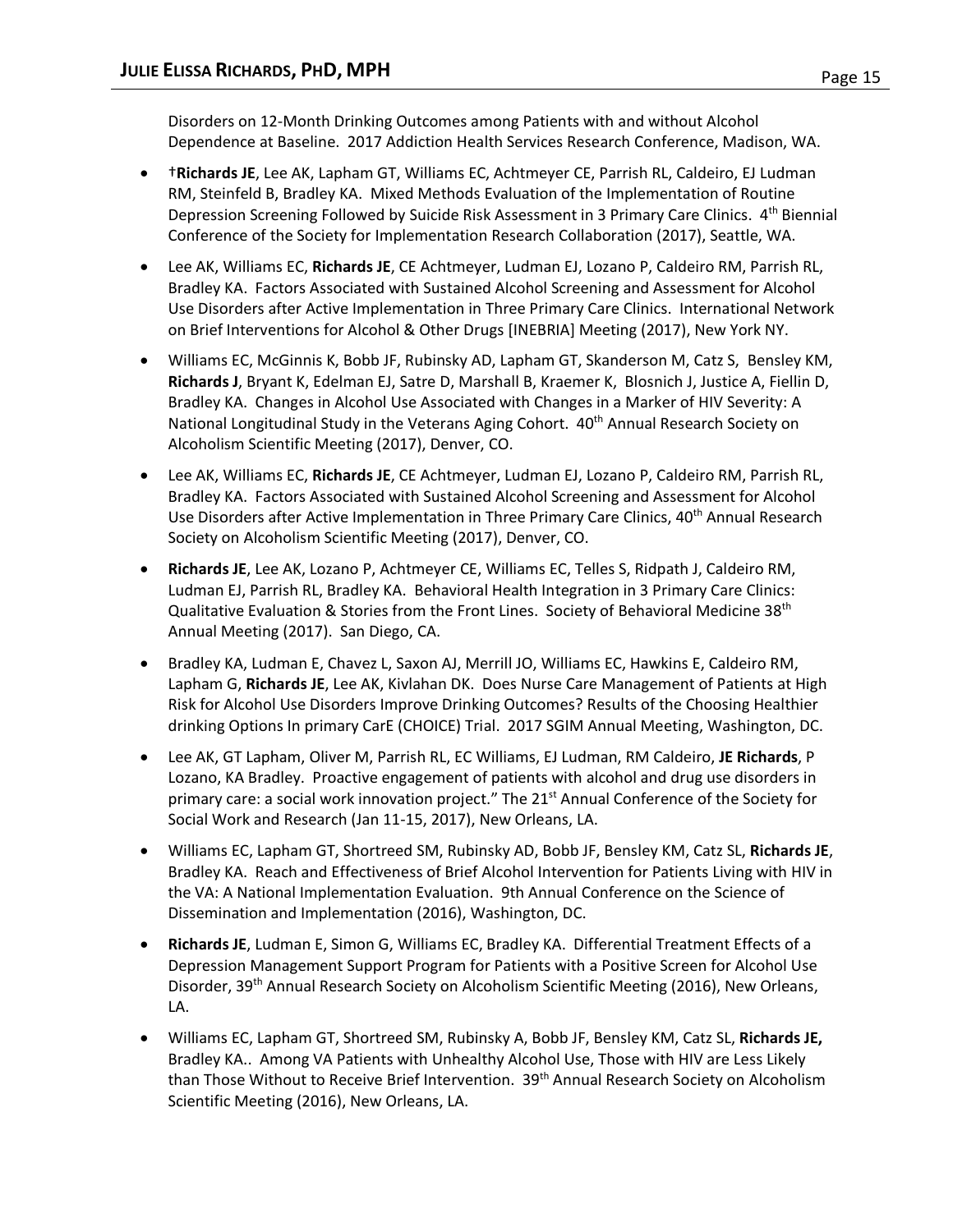Disorders on 12-Month Drinking Outcomes among Patients with and without Alcohol Dependence at Baseline. 2017 Addiction Health Services Research Conference, Madison, WA.

- †**Richards JE**, Lee AK, Lapham GT, Williams EC, Achtmeyer CE, Parrish RL, Caldeiro, EJ Ludman RM, Steinfeld B, Bradley KA. Mixed Methods Evaluation of the Implementation of Routine Depression Screening Followed by Suicide Risk Assessment in 3 Primary Care Clinics. 4th Biennial Conference of the Society for Implementation Research Collaboration (2017), Seattle, WA.

- Lee AK, Williams EC, **Richards JE**, CE Achtmeyer, Ludman EJ, Lozano P, Caldeiro RM, Parrish RL, Bradley KA. Factors Associated with Sustained Alcohol Screening and Assessment for Alcohol Use Disorders after Active Implementation in Three Primary Care Clinics. International Network on Brief Interventions for Alcohol & Other Drugs [INEBRIA] Meeting (2017), New York NY.

- Williams EC, McGinnis K, Bobb JF, Rubinsky AD, Lapham GT, Skanderson M, Catz S, Bensley KM, **Richards J**, Bryant K, Edelman EJ, Satre D, Marshall B, Kraemer K, Blosnich J, Justice A, Fiellin D, Bradley KA. Changes in Alcohol Use Associated with Changes in a Marker of HIV Severity: A National Longitudinal Study in the Veterans Aging Cohort. 40th Annual Research Society on Alcoholism Scientific Meeting (2017), Denver, CO.

- Lee AK, Williams EC, **Richards JE**, CE Achtmeyer, Ludman EJ, Lozano P, Caldeiro RM, Parrish RL, Bradley KA. Factors Associated with Sustained Alcohol Screening and Assessment for Alcohol Use Disorders after Active Implementation in Three Primary Care Clinics, 40th Annual Research Society on Alcoholism Scientific Meeting (2017), Denver, CO.

- **Richards JE**, Lee AK, Lozano P, Achtmeyer CE, Williams EC, Telles S, Ridpath J, Caldeiro RM, Ludman EJ, Parrish RL, Bradley KA. Behavioral Health Integration in 3 Primary Care Clinics: Qualitative Evaluation & Stories from the Front Lines. Society of Behavioral Medicine 38th Annual Meeting (2017). San Diego, CA.

- Bradley KA, Ludman E, Chavez L, Saxon AJ, Merrill JO, Williams EC, Hawkins E, Caldeiro RM, Lapham G, **Richards JE**, Lee AK, Kivlahan DK. Does Nurse Care Management of Patients at High Risk for Alcohol Use Disorders Improve Drinking Outcomes? Results of the Choosing Healthier drinking Options In primary CarE (CHOICE) Trial. 2017 SGIM Annual Meeting, Washington, DC.

- Lee AK, GT Lapham, Oliver M, Parrish RL, EC Williams, EJ Ludman, RM Caldeiro, **JE Richards**, P Lozano, KA Bradley. Proactive engagement of patients with alcohol and drug use disorders in primary care: a social work innovation project." The 21st Annual Conference of the Society for Social Work and Research (Jan 11-15, 2017), New Orleans, LA.

- Williams EC, Lapham GT, Shortreed SM, Rubinsky AD, Bobb JF, Bensley KM, Catz SL, **Richards JE**, Bradley KA. Reach and Effectiveness of Brief Alcohol Intervention for Patients Living with HIV in the VA: A National Implementation Evaluation. 9th Annual Conference on the Science of Dissemination and Implementation (2016), Washington, DC.

- **Richards JE**, Ludman E, Simon G, Williams EC, Bradley KA. Differential Treatment Effects of a Depression Management Support Program for Patients with a Positive Screen for Alcohol Use Disorder, 39th Annual Research Society on Alcoholism Scientific Meeting (2016), New Orleans, LA.

- Williams EC, Lapham GT, Shortreed SM, Rubinsky A, Bobb JF, Bensley KM, Catz SL, **Richards JE,** Bradley KA.. Among VA Patients with Unhealthy Alcohol Use, Those with HIV are Less Likely than Those Without to Receive Brief Intervention. 39th Annual Research Society on Alcoholism Scientific Meeting (2016), New Orleans, LA.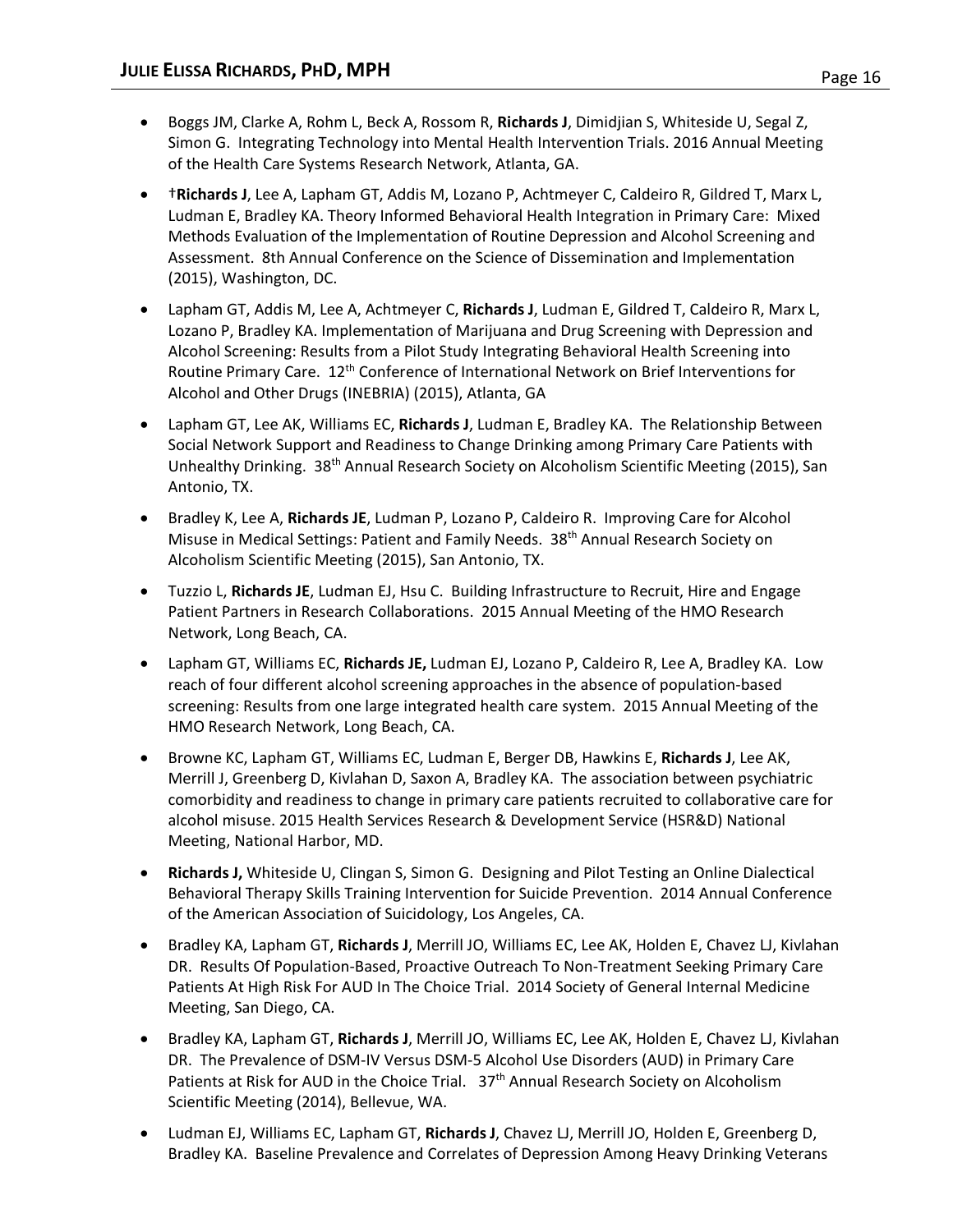- Boggs JM, Clarke A, Rohm L, Beck A, Rossom R, **Richards J**, Dimidjian S, Whiteside U, Segal Z, Simon G. Integrating Technology into Mental Health Intervention Trials. 2016 Annual Meeting of the Health Care Systems Research Network, Atlanta, GA.

- †**Richards J**, Lee A, Lapham GT, Addis M, Lozano P, Achtmeyer C, Caldeiro R, Gildred T, Marx L, Ludman E, Bradley KA. Theory Informed Behavioral Health Integration in Primary Care: Mixed Methods Evaluation of the Implementation of Routine Depression and Alcohol Screening and Assessment. 8th Annual Conference on the Science of Dissemination and Implementation (2015), Washington, DC.

- Lapham GT, Addis M, Lee A, Achtmeyer C, **Richards J**, Ludman E, Gildred T, Caldeiro R, Marx L, Lozano P, Bradley KA. Implementation of Marijuana and Drug Screening with Depression and Alcohol Screening: Results from a Pilot Study Integrating Behavioral Health Screening into Routine Primary Care. 12th Conference of International Network on Brief Interventions for Alcohol and Other Drugs (INEBRIA) (2015), Atlanta, GA

- Lapham GT, Lee AK, Williams EC, **Richards J**, Ludman E, Bradley KA. The Relationship Between Social Network Support and Readiness to Change Drinking among Primary Care Patients with Unhealthy Drinking. 38th Annual Research Society on Alcoholism Scientific Meeting (2015), San Antonio, TX.

- Bradley K, Lee A, **Richards JE**, Ludman P, Lozano P, Caldeiro R. Improving Care for Alcohol Misuse in Medical Settings: Patient and Family Needs. 38th Annual Research Society on Alcoholism Scientific Meeting (2015), San Antonio, TX.

- Tuzzio L, **Richards JE**, Ludman EJ, Hsu C. Building Infrastructure to Recruit, Hire and Engage Patient Partners in Research Collaborations. 2015 Annual Meeting of the HMO Research Network, Long Beach, CA.

- Lapham GT, Williams EC, **Richards JE,** Ludman EJ, Lozano P, Caldeiro R, Lee A, Bradley KA. Low reach of four different alcohol screening approaches in the absence of population-based screening: Results from one large integrated health care system. 2015 Annual Meeting of the HMO Research Network, Long Beach, CA.

- Browne KC, Lapham GT, Williams EC, Ludman E, Berger DB, Hawkins E, **Richards J**, Lee AK, Merrill J, Greenberg D, Kivlahan D, Saxon A, Bradley KA. The association between psychiatric comorbidity and readiness to change in primary care patients recruited to collaborative care for alcohol misuse. 2015 Health Services Research & Development Service (HSR&D) National Meeting, National Harbor, MD.

- **Richards J,** Whiteside U, Clingan S, Simon G. Designing and Pilot Testing an Online Dialectical Behavioral Therapy Skills Training Intervention for Suicide Prevention. 2014 Annual Conference of the American Association of Suicidology, Los Angeles, CA.

- Bradley KA, Lapham GT, **Richards J**, Merrill JO, Williams EC, Lee AK, Holden E, Chavez LJ, Kivlahan DR. Results Of Population-Based, Proactive Outreach To Non-Treatment Seeking Primary Care Patients At High Risk For AUD In The Choice Trial. 2014 Society of General Internal Medicine Meeting, San Diego, CA.

- Bradley KA, Lapham GT, **Richards J**, Merrill JO, Williams EC, Lee AK, Holden E, Chavez LJ, Kivlahan DR. The Prevalence of DSM-IV Versus DSM-5 Alcohol Use Disorders (AUD) in Primary Care Patients at Risk for AUD in the Choice Trial. 37th Annual Research Society on Alcoholism Scientific Meeting (2014), Bellevue, WA.

- Ludman EJ, Williams EC, Lapham GT, **Richards J**, Chavez LJ, Merrill JO, Holden E, Greenberg D, Bradley KA. Baseline Prevalence and Correlates of Depression Among Heavy Drinking Veterans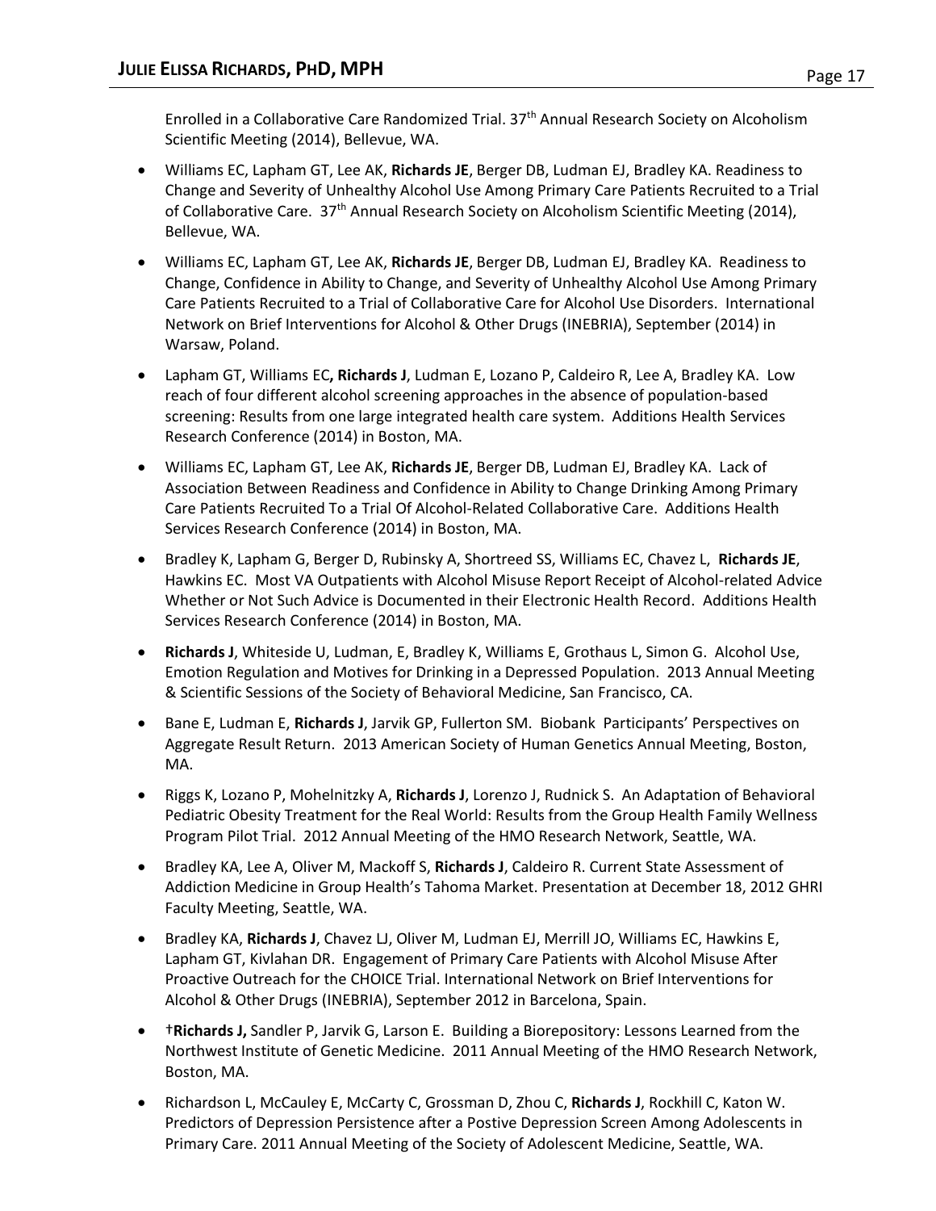Enrolled in a Collaborative Care Randomized Trial. 37th Annual Research Society on Alcoholism Scientific Meeting (2014), Bellevue, WA.

- Williams EC, Lapham GT, Lee AK, **Richards JE**, Berger DB, Ludman EJ, Bradley KA. Readiness to Change and Severity of Unhealthy Alcohol Use Among Primary Care Patients Recruited to a Trial of Collaborative Care. 37th Annual Research Society on Alcoholism Scientific Meeting (2014), Bellevue, WA.
- Williams EC, Lapham GT, Lee AK, **Richards JE**, Berger DB, Ludman EJ, Bradley KA. Readiness to Change, Confidence in Ability to Change, and Severity of Unhealthy Alcohol Use Among Primary Care Patients Recruited to a Trial of Collaborative Care for Alcohol Use Disorders. International Network on Brief Interventions for Alcohol & Other Drugs (INEBRIA), September (2014) in Warsaw, Poland.
- Lapham GT, Williams EC**, Richards J**, Ludman E, Lozano P, Caldeiro R, Lee A, Bradley KA. Low reach of four different alcohol screening approaches in the absence of population-based screening: Results from one large integrated health care system. Additions Health Services Research Conference (2014) in Boston, MA.
- Williams EC, Lapham GT, Lee AK, **Richards JE**, Berger DB, Ludman EJ, Bradley KA. Lack of Association Between Readiness and Confidence in Ability to Change Drinking Among Primary Care Patients Recruited To a Trial Of Alcohol-Related Collaborative Care. Additions Health Services Research Conference (2014) in Boston, MA.
- Bradley K, Lapham G, Berger D, Rubinsky A, Shortreed SS, Williams EC, Chavez L, **Richards JE**, Hawkins EC. Most VA Outpatients with Alcohol Misuse Report Receipt of Alcohol-related Advice Whether or Not Such Advice is Documented in their Electronic Health Record. Additions Health Services Research Conference (2014) in Boston, MA.
- **Richards J**, Whiteside U, Ludman, E, Bradley K, Williams E, Grothaus L, Simon G. Alcohol Use, Emotion Regulation and Motives for Drinking in a Depressed Population. 2013 Annual Meeting & Scientific Sessions of the Society of Behavioral Medicine, San Francisco, CA.
- Bane E, Ludman E, **Richards J**, Jarvik GP, Fullerton SM. Biobank Participants' Perspectives on Aggregate Result Return. 2013 American Society of Human Genetics Annual Meeting, Boston, MA.
- Riggs K, Lozano P, Mohelnitzky A, **Richards J**, Lorenzo J, Rudnick S. An Adaptation of Behavioral Pediatric Obesity Treatment for the Real World: Results from the Group Health Family Wellness Program Pilot Trial. 2012 Annual Meeting of the HMO Research Network, Seattle, WA.
- Bradley KA, Lee A, Oliver M, Mackoff S, **Richards J**, Caldeiro R. Current State Assessment of Addiction Medicine in Group Health's Tahoma Market. Presentation at December 18, 2012 GHRI Faculty Meeting, Seattle, WA.
- Bradley KA, **Richards J**, Chavez LJ, Oliver M, Ludman EJ, Merrill JO, Williams EC, Hawkins E, Lapham GT, Kivlahan DR. Engagement of Primary Care Patients with Alcohol Misuse After Proactive Outreach for the CHOICE Trial. International Network on Brief Interventions for Alcohol & Other Drugs (INEBRIA), September 2012 in Barcelona, Spain.
- †**Richards J,** Sandler P, Jarvik G, Larson E. Building a Biorepository: Lessons Learned from the Northwest Institute of Genetic Medicine. 2011 Annual Meeting of the HMO Research Network, Boston, MA.
- Richardson L, McCauley E, McCarty C, Grossman D, Zhou C, **Richards J**, Rockhill C, Katon W. Predictors of Depression Persistence after a Postive Depression Screen Among Adolescents in Primary Care. 2011 Annual Meeting of the Society of Adolescent Medicine, Seattle, WA.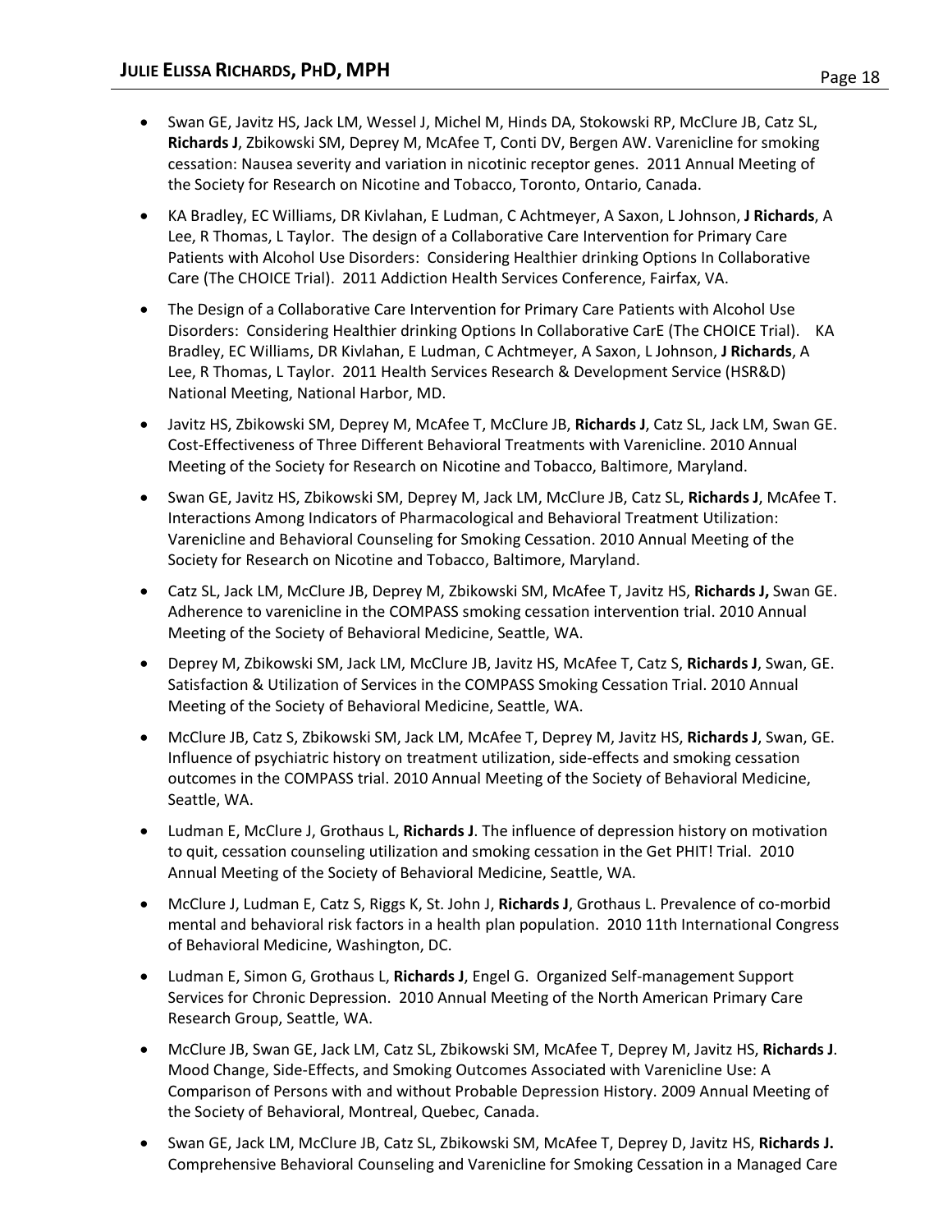- Swan GE, Javitz HS, Jack LM, Wessel J, Michel M, Hinds DA, Stokowski RP, McClure JB, Catz SL, **Richards J**, Zbikowski SM, Deprey M, McAfee T, Conti DV, Bergen AW. Varenicline for smoking cessation: Nausea severity and variation in nicotinic receptor genes. 2011 Annual Meeting of the Society for Research on Nicotine and Tobacco, Toronto, Ontario, Canada.
- KA Bradley, EC Williams, DR Kivlahan, E Ludman, C Achtmeyer, A Saxon, L Johnson, **J Richards**, A Lee, R Thomas, L Taylor. The design of a Collaborative Care Intervention for Primary Care Patients with Alcohol Use Disorders: Considering Healthier drinking Options In Collaborative Care (The CHOICE Trial). 2011 Addiction Health Services Conference, Fairfax, VA.
- The Design of a Collaborative Care Intervention for Primary Care Patients with Alcohol Use Disorders: Considering Healthier drinking Options In Collaborative CarE (The CHOICE Trial). KA Bradley, EC Williams, DR Kivlahan, E Ludman, C Achtmeyer, A Saxon, L Johnson, **J Richards**, A Lee, R Thomas, L Taylor. 2011 Health Services Research & Development Service (HSR&D) National Meeting, National Harbor, MD.
- Javitz HS, Zbikowski SM, Deprey M, McAfee T, McClure JB, **Richards J**, Catz SL, Jack LM, Swan GE. Cost-Effectiveness of Three Different Behavioral Treatments with Varenicline. 2010 Annual Meeting of the Society for Research on Nicotine and Tobacco, Baltimore, Maryland.
- Swan GE, Javitz HS, Zbikowski SM, Deprey M, Jack LM, McClure JB, Catz SL, **Richards J**, McAfee T. Interactions Among Indicators of Pharmacological and Behavioral Treatment Utilization: Varenicline and Behavioral Counseling for Smoking Cessation. 2010 Annual Meeting of the Society for Research on Nicotine and Tobacco, Baltimore, Maryland.
- Catz SL, Jack LM, McClure JB, Deprey M, Zbikowski SM, McAfee T, Javitz HS, **Richards J,** Swan GE. Adherence to varenicline in the COMPASS smoking cessation intervention trial. 2010 Annual Meeting of the Society of Behavioral Medicine, Seattle, WA.
- Deprey M, Zbikowski SM, Jack LM, McClure JB, Javitz HS, McAfee T, Catz S, **Richards J**, Swan, GE. Satisfaction & Utilization of Services in the COMPASS Smoking Cessation Trial. 2010 Annual Meeting of the Society of Behavioral Medicine, Seattle, WA.
- McClure JB, Catz S, Zbikowski SM, Jack LM, McAfee T, Deprey M, Javitz HS, **Richards J**, Swan, GE. Influence of psychiatric history on treatment utilization, side-effects and smoking cessation outcomes in the COMPASS trial. 2010 Annual Meeting of the Society of Behavioral Medicine, Seattle, WA.
- Ludman E, McClure J, Grothaus L, **Richards J**. The influence of depression history on motivation to quit, cessation counseling utilization and smoking cessation in the Get PHIT! Trial. 2010 Annual Meeting of the Society of Behavioral Medicine, Seattle, WA.
- McClure J, Ludman E, Catz S, Riggs K, St. John J, **Richards J**, Grothaus L. Prevalence of co-morbid mental and behavioral risk factors in a health plan population. 2010 11th International Congress of Behavioral Medicine, Washington, DC.
- Ludman E, Simon G, Grothaus L, **Richards J**, Engel G. Organized Self-management Support Services for Chronic Depression. 2010 Annual Meeting of the North American Primary Care Research Group, Seattle, WA.
- McClure JB, Swan GE, Jack LM, Catz SL, Zbikowski SM, McAfee T, Deprey M, Javitz HS, **Richards J**. Mood Change, Side-Effects, and Smoking Outcomes Associated with Varenicline Use: A Comparison of Persons with and without Probable Depression History. 2009 Annual Meeting of the Society of Behavioral, Montreal, Quebec, Canada.
- Swan GE, Jack LM, McClure JB, Catz SL, Zbikowski SM, McAfee T, Deprey D, Javitz HS, **Richards J.** Comprehensive Behavioral Counseling and Varenicline for Smoking Cessation in a Managed Care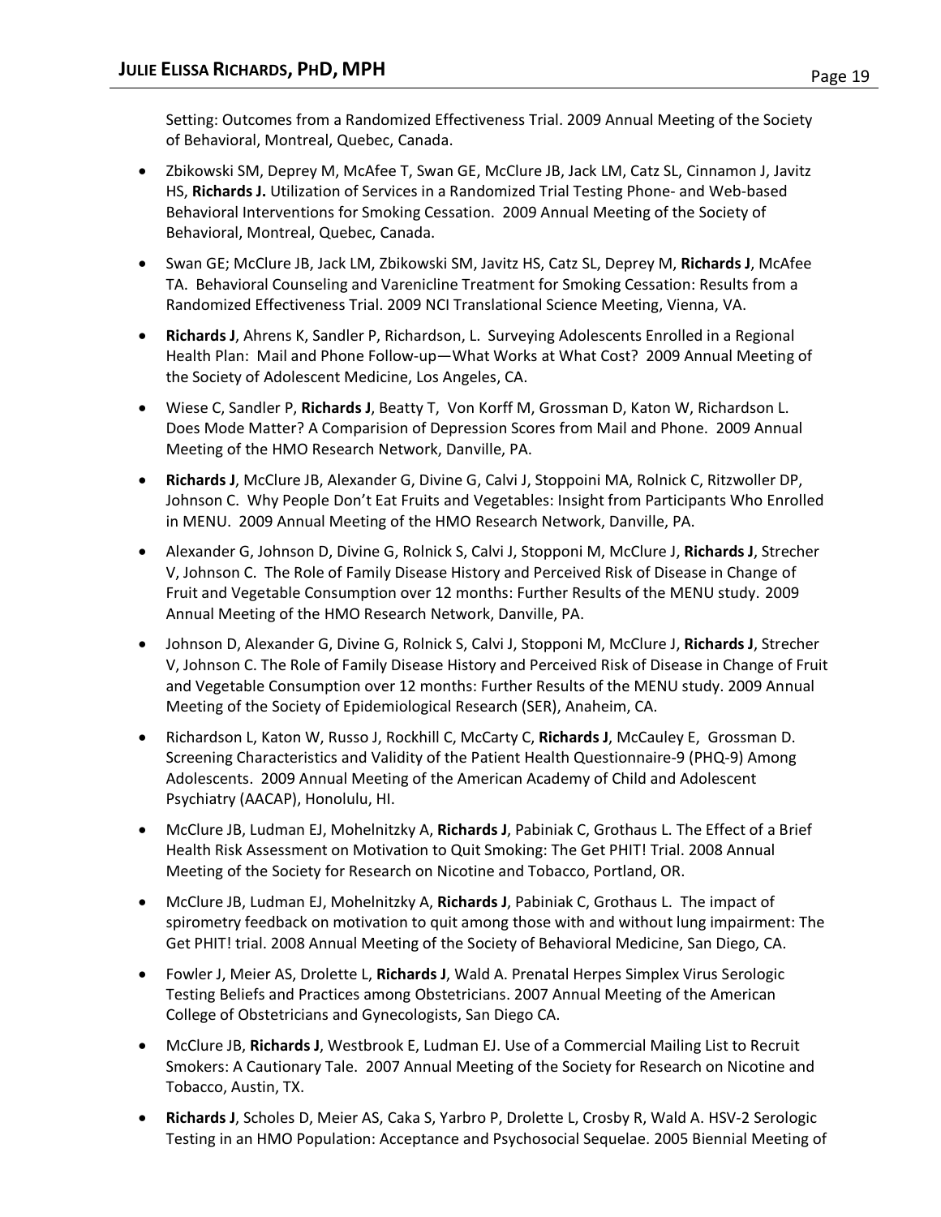Setting: Outcomes from a Randomized Effectiveness Trial. 2009 Annual Meeting of the Society of Behavioral, Montreal, Quebec, Canada.

- Zbikowski SM, Deprey M, McAfee T, Swan GE, McClure JB, Jack LM, Catz SL, Cinnamon J, Javitz HS, **Richards J.** Utilization of Services in a Randomized Trial Testing Phone- and Web-based Behavioral Interventions for Smoking Cessation. 2009 Annual Meeting of the Society of Behavioral, Montreal, Quebec, Canada.
- Swan GE; McClure JB, Jack LM, Zbikowski SM, Javitz HS, Catz SL, Deprey M, **Richards J**, McAfee TA. Behavioral Counseling and Varenicline Treatment for Smoking Cessation: Results from a Randomized Effectiveness Trial. 2009 NCI Translational Science Meeting, Vienna, VA.
- **Richards J**, Ahrens K, Sandler P, Richardson, L. Surveying Adolescents Enrolled in a Regional Health Plan: Mail and Phone Follow-up—What Works at What Cost? 2009 Annual Meeting of the Society of Adolescent Medicine, Los Angeles, CA.
- Wiese C, Sandler P, **Richards J**, Beatty T, Von Korff M, Grossman D, Katon W, Richardson L. Does Mode Matter? A Comparision of Depression Scores from Mail and Phone. 2009 Annual Meeting of the HMO Research Network, Danville, PA.
- **Richards J**, McClure JB, Alexander G, Divine G, Calvi J, Stoppoini MA, Rolnick C, Ritzwoller DP, Johnson C. Why People Don't Eat Fruits and Vegetables: Insight from Participants Who Enrolled in MENU. 2009 Annual Meeting of the HMO Research Network, Danville, PA.
- Alexander G, Johnson D, Divine G, Rolnick S, Calvi J, Stopponi M, McClure J, **Richards J**, Strecher V, Johnson C. The Role of Family Disease History and Perceived Risk of Disease in Change of Fruit and Vegetable Consumption over 12 months: Further Results of the MENU study. 2009 Annual Meeting of the HMO Research Network, Danville, PA.
- Johnson D, Alexander G, Divine G, Rolnick S, Calvi J, Stopponi M, McClure J, **Richards J**, Strecher V, Johnson C. The Role of Family Disease History and Perceived Risk of Disease in Change of Fruit and Vegetable Consumption over 12 months: Further Results of the MENU study. 2009 Annual Meeting of the Society of Epidemiological Research (SER), Anaheim, CA.
- Richardson L, Katon W, Russo J, Rockhill C, McCarty C, **Richards J**, McCauley E, Grossman D. Screening Characteristics and Validity of the Patient Health Questionnaire-9 (PHQ-9) Among Adolescents. 2009 Annual Meeting of the American Academy of Child and Adolescent Psychiatry (AACAP), Honolulu, HI.
- McClure JB, Ludman EJ, Mohelnitzky A, **Richards J**, Pabiniak C, Grothaus L. The Effect of a Brief Health Risk Assessment on Motivation to Quit Smoking: The Get PHIT! Trial. 2008 Annual Meeting of the Society for Research on Nicotine and Tobacco, Portland, OR.
- McClure JB, Ludman EJ, Mohelnitzky A, **Richards J**, Pabiniak C, Grothaus L. The impact of spirometry feedback on motivation to quit among those with and without lung impairment: The Get PHIT! trial. 2008 Annual Meeting of the Society of Behavioral Medicine, San Diego, CA.
- Fowler J, Meier AS, Drolette L, **Richards J**, Wald A. Prenatal Herpes Simplex Virus Serologic Testing Beliefs and Practices among Obstetricians. 2007 Annual Meeting of the American College of Obstetricians and Gynecologists, San Diego CA.
- McClure JB, **Richards J**, Westbrook E, Ludman EJ. Use of a Commercial Mailing List to Recruit Smokers: A Cautionary Tale. 2007 Annual Meeting of the Society for Research on Nicotine and Tobacco, Austin, TX.
- **Richards J**, Scholes D, Meier AS, Caka S, Yarbro P, Drolette L, Crosby R, Wald A. HSV-2 Serologic Testing in an HMO Population: Acceptance and Psychosocial Sequelae. 2005 Biennial Meeting of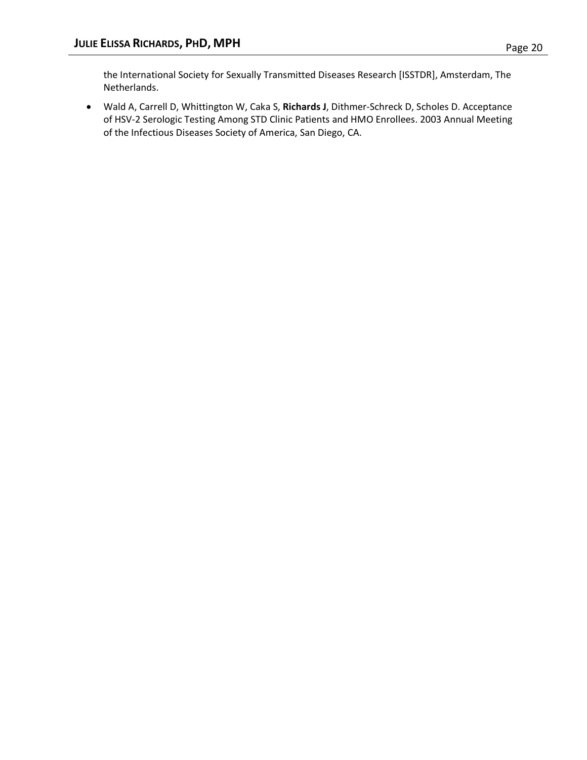the International Society for Sexually Transmitted Diseases Research [ISSTDR], Amsterdam, The Netherlands.

- Wald A, Carrell D, Whittington W, Caka S, **Richards J**, Dithmer-Schreck D, Scholes D. Acceptance of HSV-2 Serologic Testing Among STD Clinic Patients and HMO Enrollees. 2003 Annual Meeting of the Infectious Diseases Society of America, San Diego, CA.